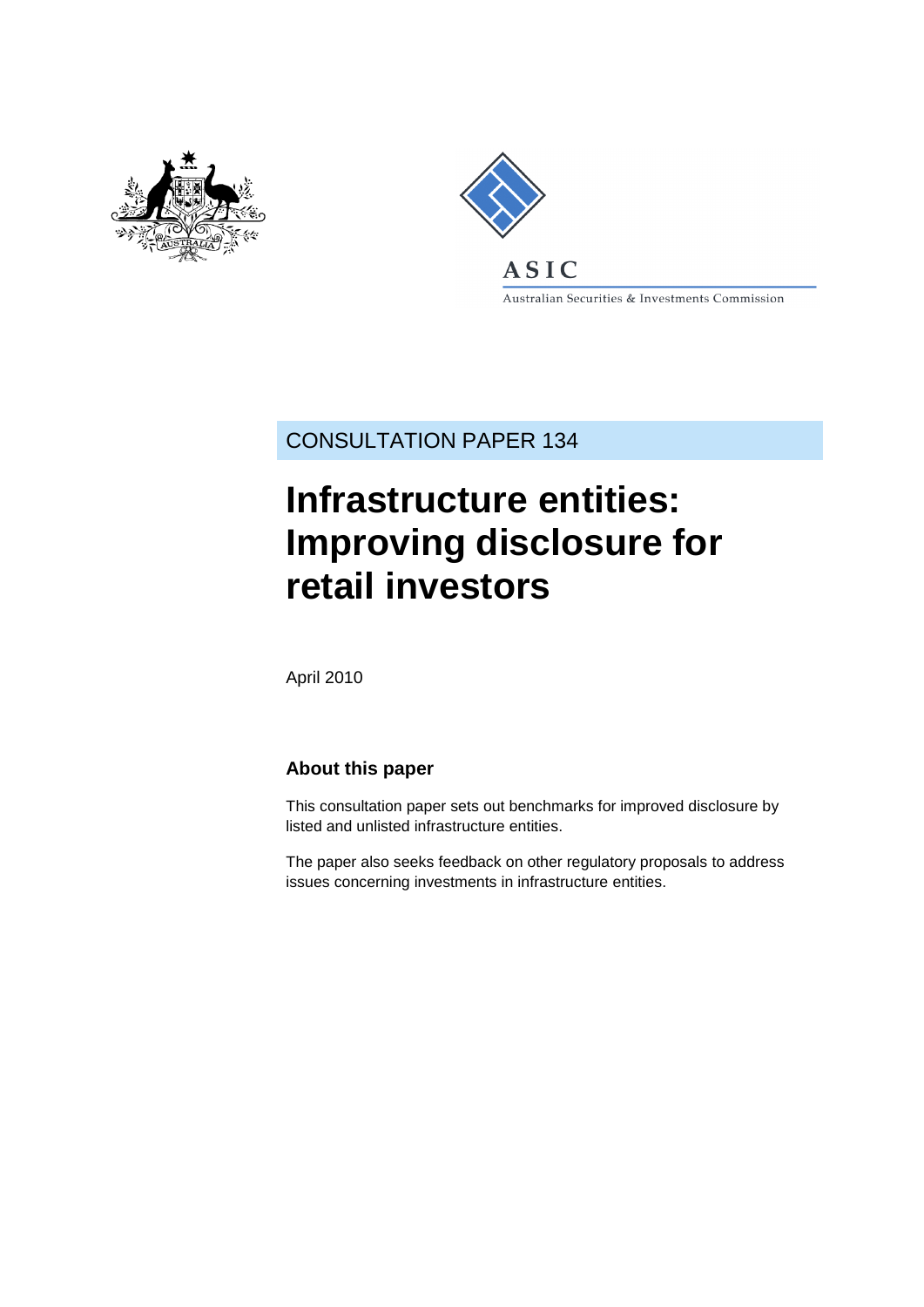ASIC

Australian Securities & Investments Commission

CONSULTATION PAPER 134

# Infrastructure entities: Improving disclosure for retail investors

April 2010

## About this paper

This consultation paper sets out benchmarks for improved disclosure by listed and unlisted infrastructure entities.

The paper also seeks feedback on other regulatory proposals to address issues concerning investments in infrastructure entities.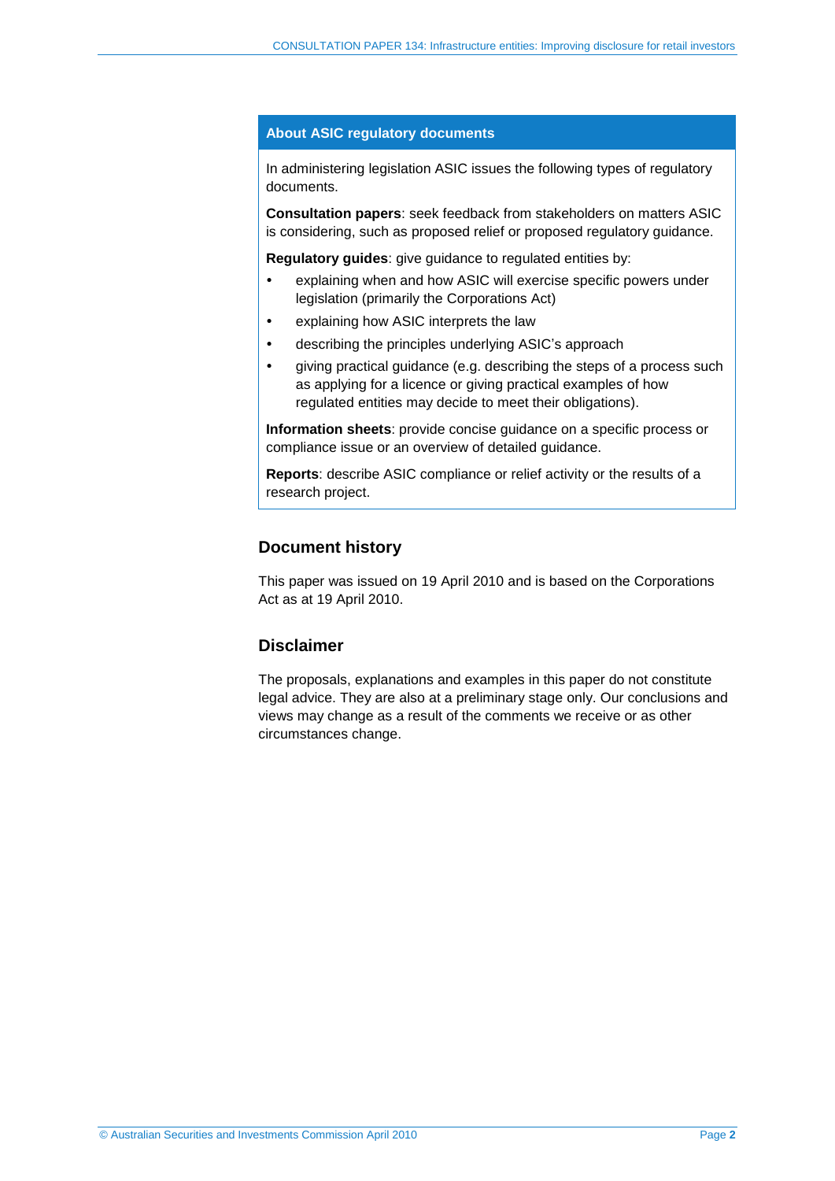## About ASIC regulatory documents

In administering legislation ASIC issues the following types of regulatory documents.

**Consultation papers**: seek feedback from stakeholders on matters ASIC is considering, such as proposed relief or proposed regulatory guidance.

**Regulatory guides**: give guidance to regulated entities by:

- explaining when and how ASIC will exercise specific powers under legislation (primarily the Corporations Act)
- explaining how ASIC interprets the law
- describing the principles underlying ASIC's approach
- giving practical guidance (e.g. describing the steps of a process such as applying for a licence or giving practical examples of how regulated entities may decide to meet their obligations).

**Information sheets**: provide concise guidance on a specific process or compliance issue or an overview of detailed guidance.

**Reports**: describe ASIC compliance or relief activity or the results of a research project.

## Document history

This paper was issued on 19 April 2010 and is based on the Corporations Act as at 19 April 2010.

## Disclaimer

The proposals, explanations and examples in this paper do not constitute legal advice. They are also at a preliminary stage only. Our conclusions and views may change as a result of the comments we receive or as other circumstances change.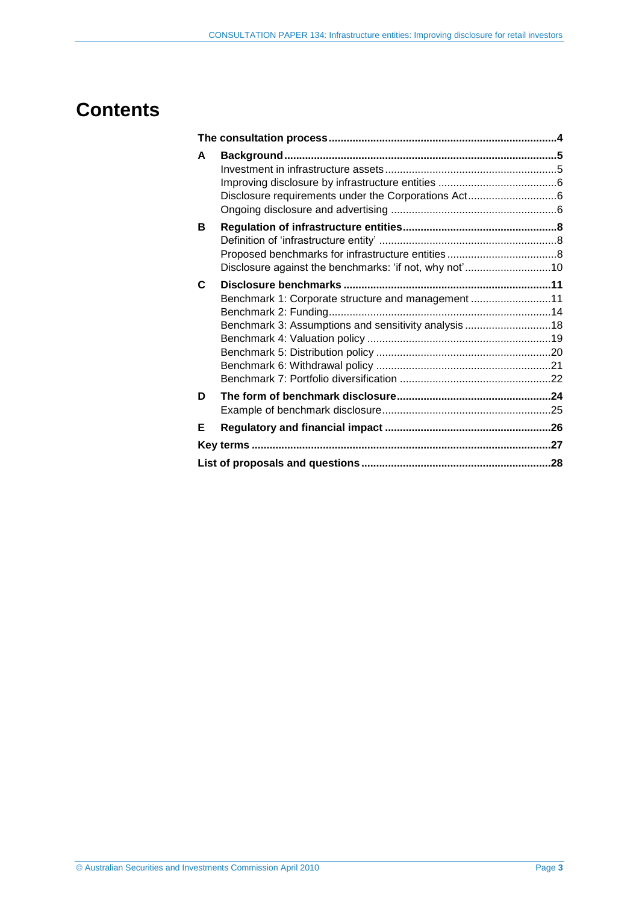# Contents

| | | |
|---|---|---|
| **The consultation process** | | **4** |
| **A** | **Background** | **5** |
| | Investment in infrastructure assets | 5 |
| | Improving disclosure by infrastructure entities | 6 |
| | Disclosure requirements under the Corporations Act | 6 |
| | Ongoing disclosure and advertising | 6 |
| **B** | **Regulation of infrastructure entities** | **8** |
| | Definition of 'infrastructure entity' | 8 |
| | Proposed benchmarks for infrastructure entities | 8 |
| | Disclosure against the benchmarks: 'if not, why not' | 10 |
| **C** | **Disclosure benchmarks** | **11** |
| | Benchmark 1: Corporate structure and management | 11 |
| | Benchmark 2: Funding | 14 |
| | Benchmark 3: Assumptions and sensitivity analysis | 18 |
| | Benchmark 4: Valuation policy | 19 |
| | Benchmark 5: Distribution policy | 20 |
| | Benchmark 6: Withdrawal policy | 21 |
| | Benchmark 7: Portfolio diversification | 22 |
| **D** | **The form of benchmark disclosure** | **24** |
| | Example of benchmark disclosure | 25 |
| **E** | **Regulatory and financial impact** | **26** |
| **Key terms** | | **27** |
| **List of proposals and questions** | | **28** |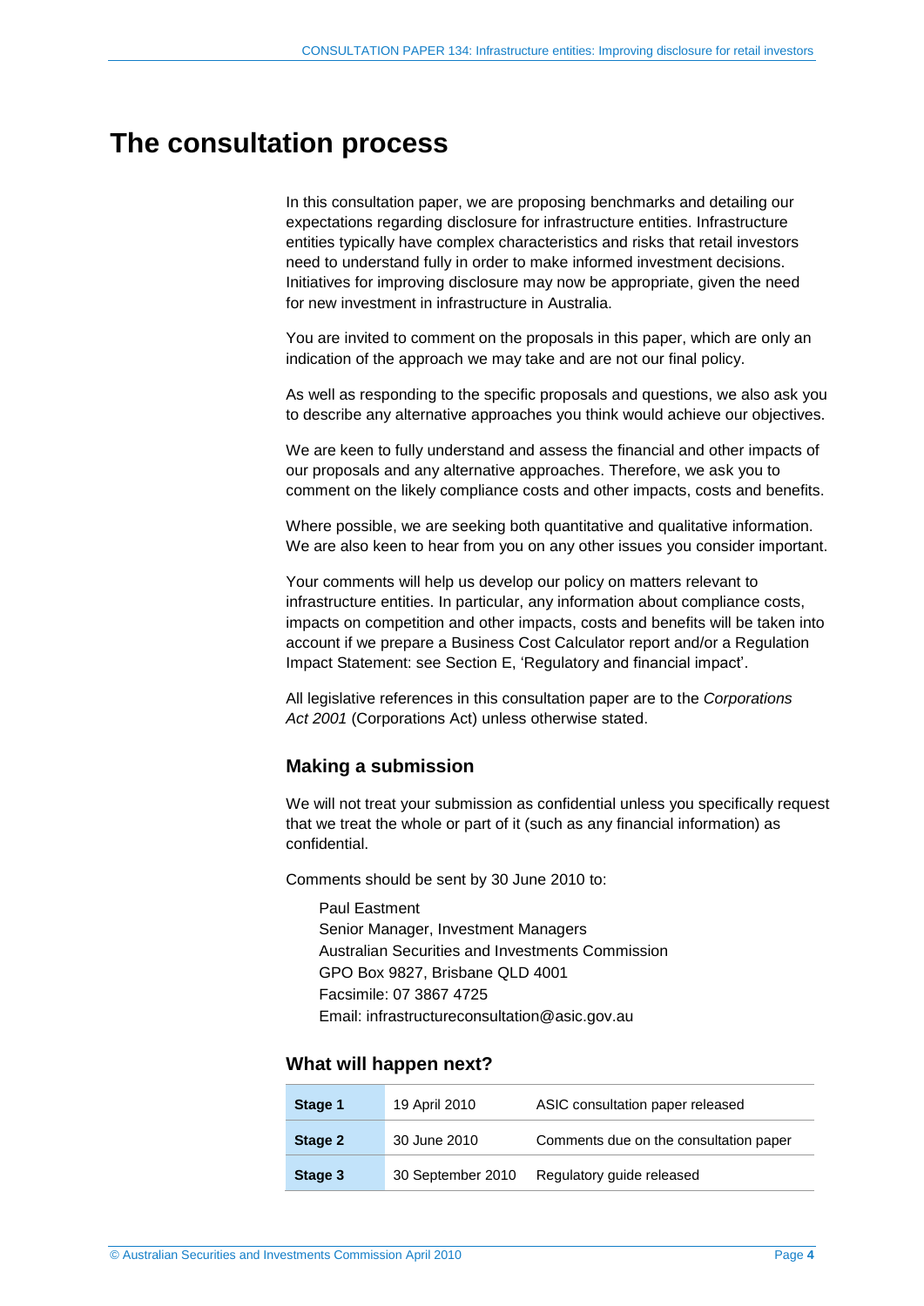# The consultation process

In this consultation paper, we are proposing benchmarks and detailing our expectations regarding disclosure for infrastructure entities. Infrastructure entities typically have complex characteristics and risks that retail investors need to understand fully in order to make informed investment decisions. Initiatives for improving disclosure may now be appropriate, given the need for new investment in infrastructure in Australia.

You are invited to comment on the proposals in this paper, which are only an indication of the approach we may take and are not our final policy.

As well as responding to the specific proposals and questions, we also ask you to describe any alternative approaches you think would achieve our objectives.

We are keen to fully understand and assess the financial and other impacts of our proposals and any alternative approaches. Therefore, we ask you to comment on the likely compliance costs and other impacts, costs and benefits.

Where possible, we are seeking both quantitative and qualitative information. We are also keen to hear from you on any other issues you consider important.

Your comments will help us develop our policy on matters relevant to infrastructure entities. In particular, any information about compliance costs, impacts on competition and other impacts, costs and benefits will be taken into account if we prepare a Business Cost Calculator report and/or a Regulation Impact Statement: see Section E, 'Regulatory and financial impact'.

All legislative references in this consultation paper are to the *Corporations Act 2001* (Corporations Act) unless otherwise stated.

## Making a submission

We will not treat your submission as confidential unless you specifically request that we treat the whole or part of it (such as any financial information) as confidential.

Comments should be sent by 30 June 2010 to:

Paul Eastment
Senior Manager, Investment Managers
Australian Securities and Investments Commission
GPO Box 9827, Brisbane QLD 4001
Facsimile: 07 3867 4725
Email: infrastructureconsultation@asic.gov.au

## What will happen next?

| | | |
|---|---|---|
| **Stage 1** | 19 April 2010 | ASIC consultation paper released |
| **Stage 2** | 30 June 2010 | Comments due on the consultation paper |
| **Stage 3** | 30 September 2010 | Regulatory guide released |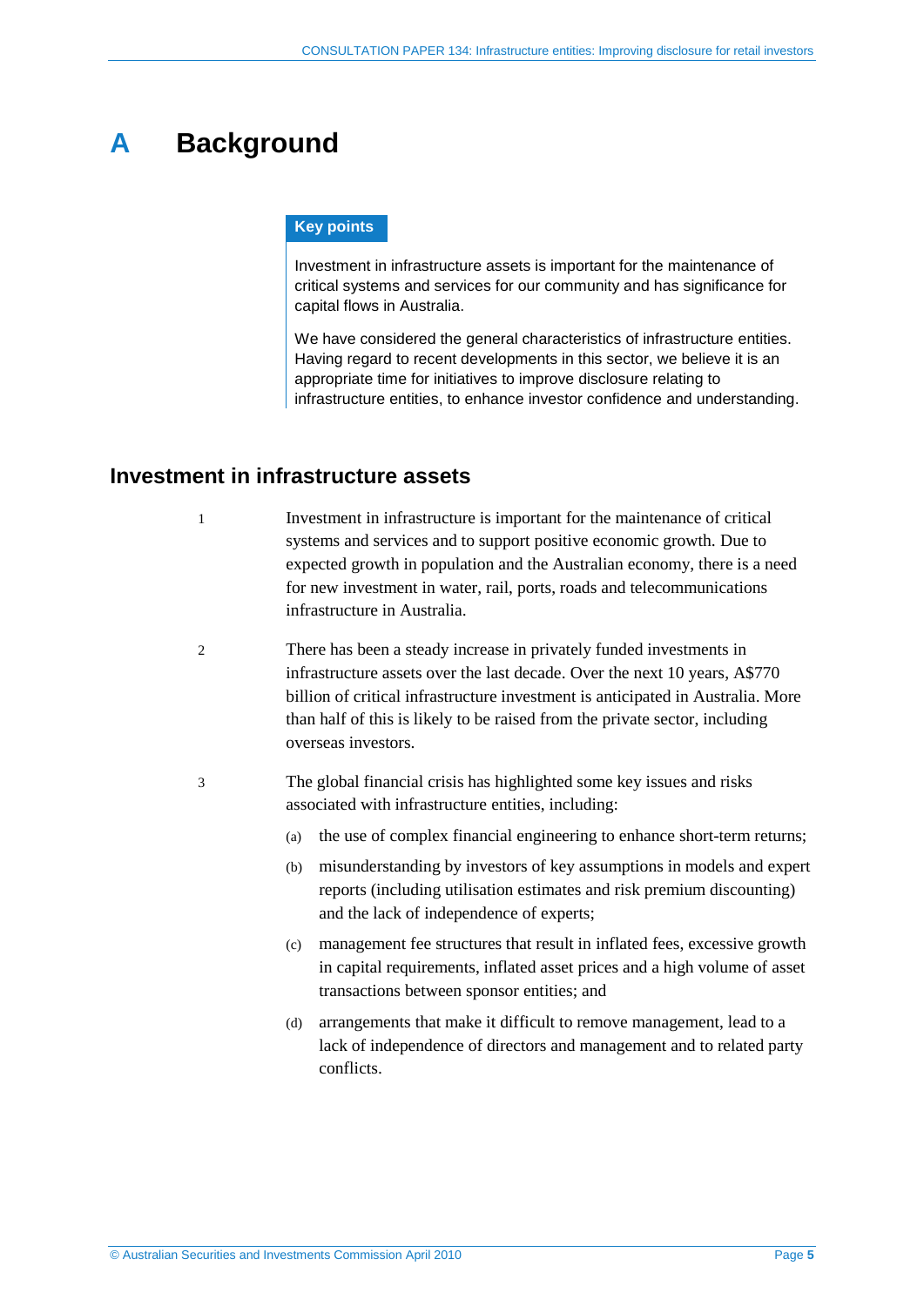# A Background

**Key points**

Investment in infrastructure assets is important for the maintenance of critical systems and services for our community and has significance for capital flows in Australia.

We have considered the general characteristics of infrastructure entities. Having regard to recent developments in this sector, we believe it is an appropriate time for initiatives to improve disclosure relating to infrastructure entities, to enhance investor confidence and understanding.

## Investment in infrastructure assets

1 Investment in infrastructure is important for the maintenance of critical systems and services and to support positive economic growth. Due to expected growth in population and the Australian economy, there is a need for new investment in water, rail, ports, roads and telecommunications infrastructure in Australia.

2 There has been a steady increase in privately funded investments in infrastructure assets over the last decade. Over the next 10 years, A$770 billion of critical infrastructure investment is anticipated in Australia. More than half of this is likely to be raised from the private sector, including overseas investors.

3 The global financial crisis has highlighted some key issues and risks associated with infrastructure entities, including:

(a) the use of complex financial engineering to enhance short-term returns;

(b) misunderstanding by investors of key assumptions in models and expert reports (including utilisation estimates and risk premium discounting) and the lack of independence of experts;

(c) management fee structures that result in inflated fees, excessive growth in capital requirements, inflated asset prices and a high volume of asset transactions between sponsor entities; and

(d) arrangements that make it difficult to remove management, lead to a lack of independence of directors and management and to related party conflicts.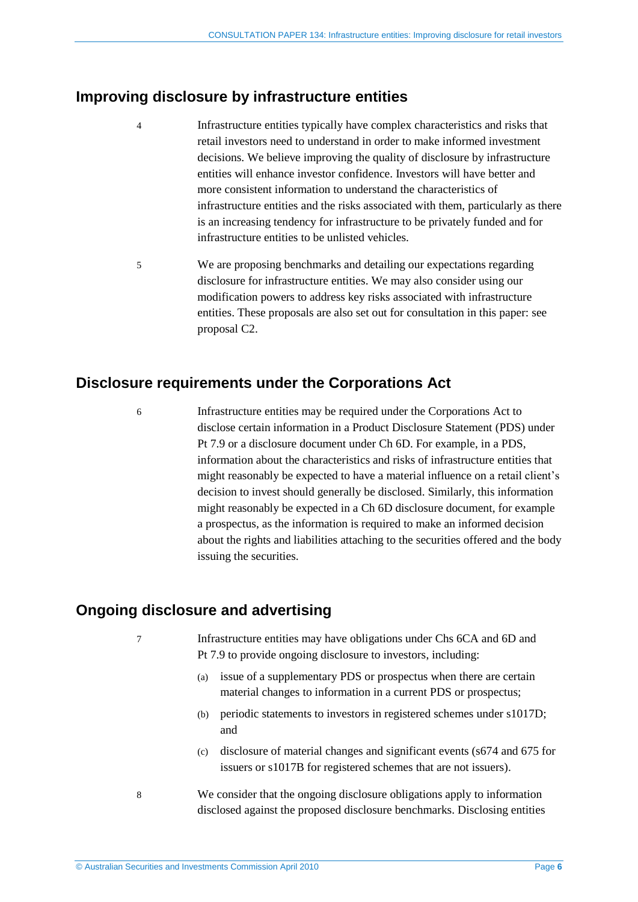## Improving disclosure by infrastructure entities

4 Infrastructure entities typically have complex characteristics and risks that retail investors need to understand in order to make informed investment decisions. We believe improving the quality of disclosure by infrastructure entities will enhance investor confidence. Investors will have better and more consistent information to understand the characteristics of infrastructure entities and the risks associated with them, particularly as there is an increasing tendency for infrastructure to be privately funded and for infrastructure entities to be unlisted vehicles.

5 We are proposing benchmarks and detailing our expectations regarding disclosure for infrastructure entities. We may also consider using our modification powers to address key risks associated with infrastructure entities. These proposals are also set out for consultation in this paper: see proposal C2.

## Disclosure requirements under the Corporations Act

6 Infrastructure entities may be required under the Corporations Act to disclose certain information in a Product Disclosure Statement (PDS) under Pt 7.9 or a disclosure document under Ch 6D. For example, in a PDS, information about the characteristics and risks of infrastructure entities that might reasonably be expected to have a material influence on a retail client's decision to invest should generally be disclosed. Similarly, this information might reasonably be expected in a Ch 6D disclosure document, for example a prospectus, as the information is required to make an informed decision about the rights and liabilities attaching to the securities offered and the body issuing the securities.

## Ongoing disclosure and advertising

7 Infrastructure entities may have obligations under Chs 6CA and 6D and Pt 7.9 to provide ongoing disclosure to investors, including:

(a) issue of a supplementary PDS or prospectus when there are certain material changes to information in a current PDS or prospectus;

(b) periodic statements to investors in registered schemes under s1017D; and

(c) disclosure of material changes and significant events (s674 and 675 for issuers or s1017B for registered schemes that are not issuers).

8 We consider that the ongoing disclosure obligations apply to information disclosed against the proposed disclosure benchmarks. Disclosing entities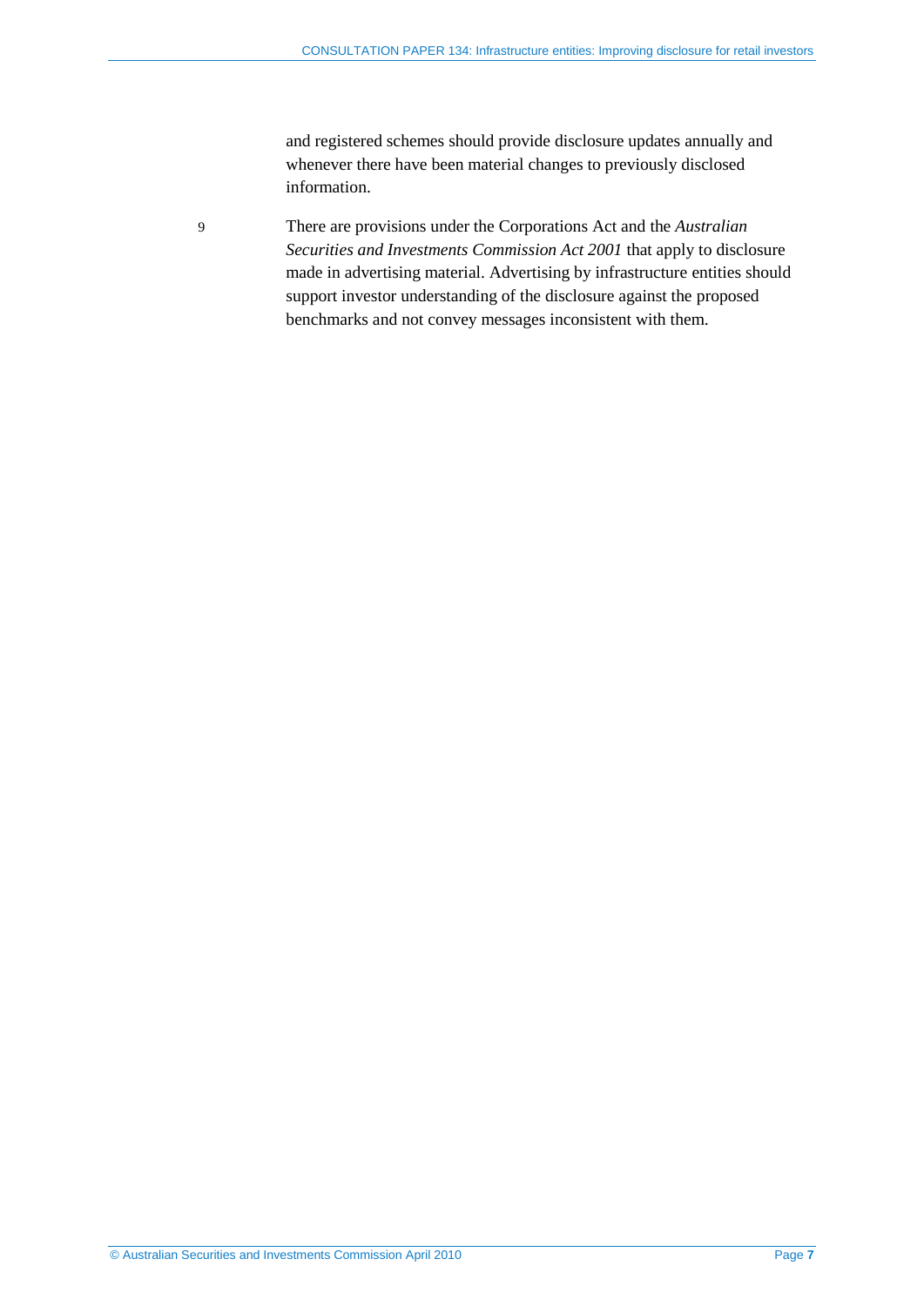and registered schemes should provide disclosure updates annually and whenever there have been material changes to previously disclosed information.

9 There are provisions under the Corporations Act and the *Australian Securities and Investments Commission Act 2001* that apply to disclosure made in advertising material. Advertising by infrastructure entities should support investor understanding of the disclosure against the proposed benchmarks and not convey messages inconsistent with them.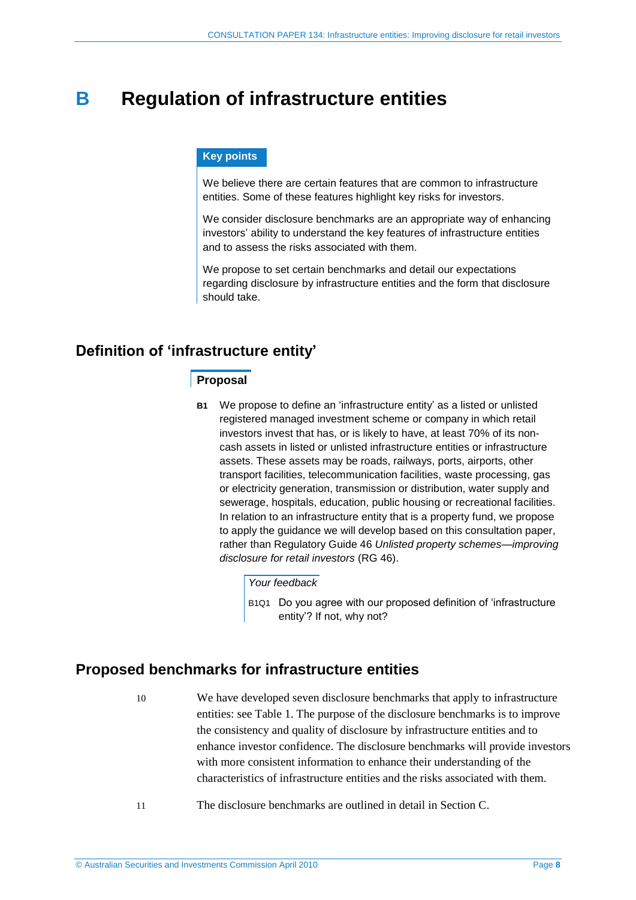# B Regulation of infrastructure entities

**Key points**

We believe there are certain features that are common to infrastructure entities. Some of these features highlight key risks for investors.

We consider disclosure benchmarks are an appropriate way of enhancing investors' ability to understand the key features of infrastructure entities and to assess the risks associated with them.

We propose to set certain benchmarks and detail our expectations regarding disclosure by infrastructure entities and the form that disclosure should take.

## Definition of 'infrastructure entity'

### Proposal

**B1** We propose to define an 'infrastructure entity' as a listed or unlisted registered managed investment scheme or company in which retail investors invest that has, or is likely to have, at least 70% of its non-cash assets in listed or unlisted infrastructure entities or infrastructure assets. These assets may be roads, railways, ports, airports, other transport facilities, telecommunication facilities, waste processing, gas or electricity generation, transmission or distribution, water supply and sewerage, hospitals, education, public housing or recreational facilities. In relation to an infrastructure entity that is a property fund, we propose to apply the guidance we will develop based on this consultation paper, rather than Regulatory Guide 46 *Unlisted property schemes—improving disclosure for retail investors* (RG 46).

*Your feedback*

B1Q1 Do you agree with our proposed definition of 'infrastructure entity'? If not, why not?

## Proposed benchmarks for infrastructure entities

10 We have developed seven disclosure benchmarks that apply to infrastructure entities: see Table 1. The purpose of the disclosure benchmarks is to improve the consistency and quality of disclosure by infrastructure entities and to enhance investor confidence. The disclosure benchmarks will provide investors with more consistent information to enhance their understanding of the characteristics of infrastructure entities and the risks associated with them.

11 The disclosure benchmarks are outlined in detail in Section C.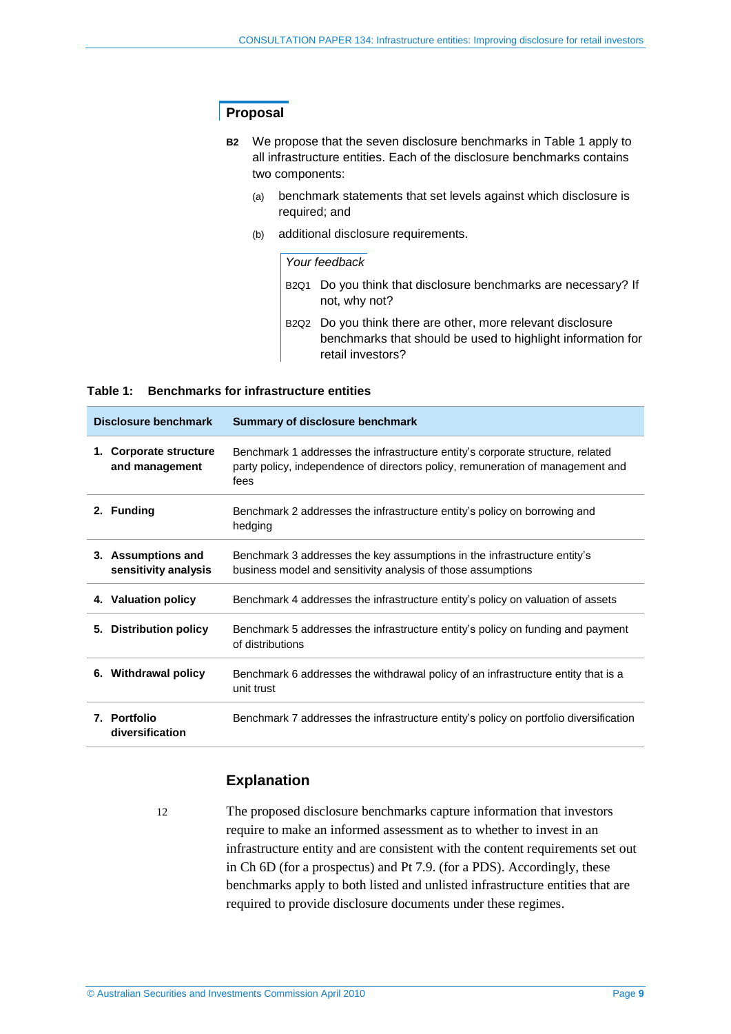## Proposal

**B2** We propose that the seven disclosure benchmarks in Table 1 apply to all infrastructure entities. Each of the disclosure benchmarks contains two components:

(a) benchmark statements that set levels against which disclosure is required; and

(b) additional disclosure requirements.

*Your feedback*

B2Q1 Do you think that disclosure benchmarks are necessary? If not, why not?

B2Q2 Do you think there are other, more relevant disclosure benchmarks that should be used to highlight information for retail investors?

**Table 1: Benchmarks for infrastructure entities**

| Disclosure benchmark | Summary of disclosure benchmark |
|---|---|
| **1. Corporate structure and management** | Benchmark 1 addresses the infrastructure entity's corporate structure, related party policy, independence of directors policy, remuneration of management and fees |
| **2. Funding** | Benchmark 2 addresses the infrastructure entity's policy on borrowing and hedging |
| **3. Assumptions and sensitivity analysis** | Benchmark 3 addresses the key assumptions in the infrastructure entity's business model and sensitivity analysis of those assumptions |
| **4. Valuation policy** | Benchmark 4 addresses the infrastructure entity's policy on valuation of assets |
| **5. Distribution policy** | Benchmark 5 addresses the infrastructure entity's policy on funding and payment of distributions |
| **6. Withdrawal policy** | Benchmark 6 addresses the withdrawal policy of an infrastructure entity that is a unit trust |
| **7. Portfolio diversification** | Benchmark 7 addresses the infrastructure entity's policy on portfolio diversification |

## Explanation

12 The proposed disclosure benchmarks capture information that investors require to make an informed assessment as to whether to invest in an infrastructure entity and are consistent with the content requirements set out in Ch 6D (for a prospectus) and Pt 7.9. (for a PDS). Accordingly, these benchmarks apply to both listed and unlisted infrastructure entities that are required to provide disclosure documents under these regimes.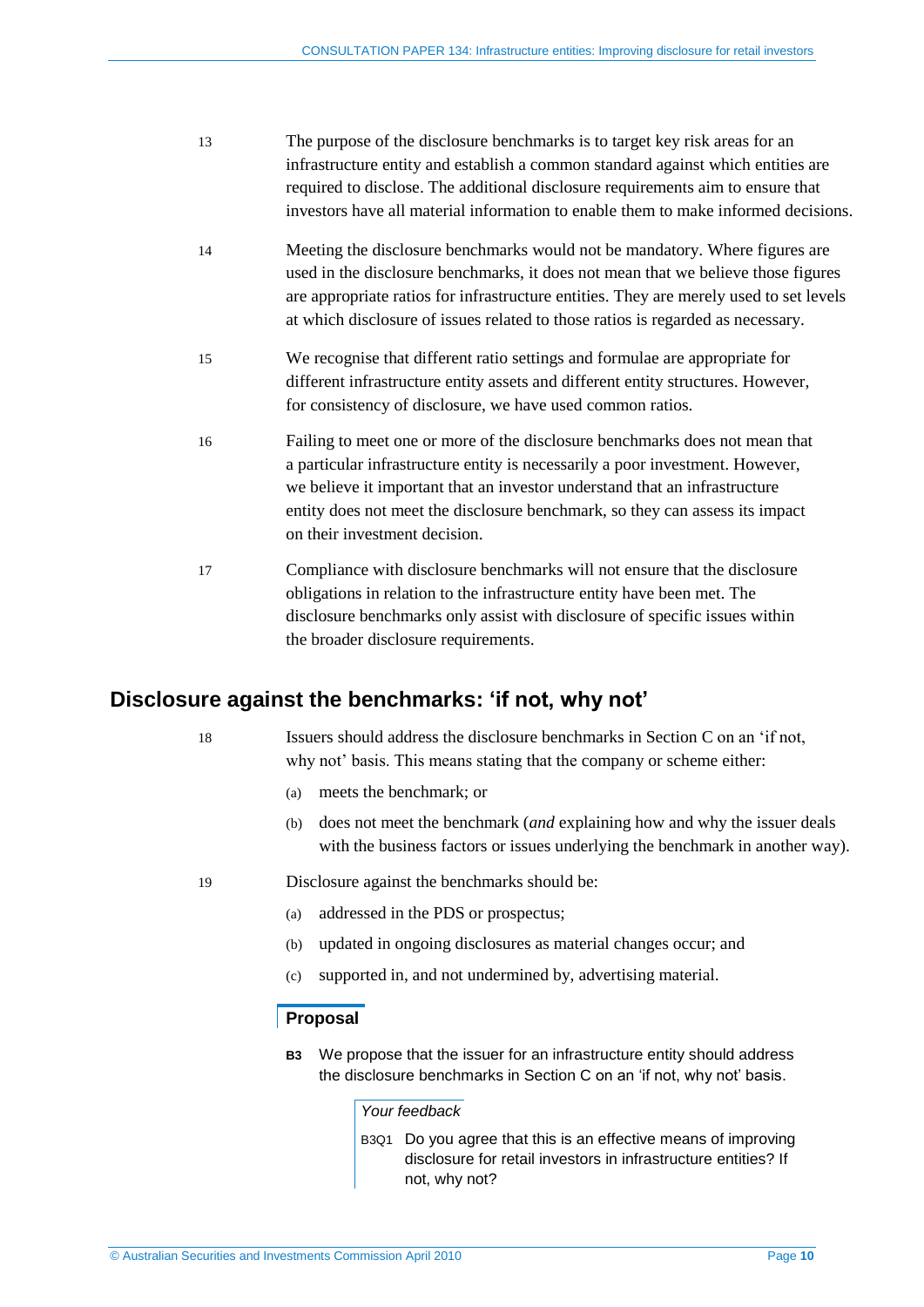13 The purpose of the disclosure benchmarks is to target key risk areas for an infrastructure entity and establish a common standard against which entities are required to disclose. The additional disclosure requirements aim to ensure that investors have all material information to enable them to make informed decisions.

14 Meeting the disclosure benchmarks would not be mandatory. Where figures are used in the disclosure benchmarks, it does not mean that we believe those figures are appropriate ratios for infrastructure entities. They are merely used to set levels at which disclosure of issues related to those ratios is regarded as necessary.

15 We recognise that different ratio settings and formulae are appropriate for different infrastructure entity assets and different entity structures. However, for consistency of disclosure, we have used common ratios.

16 Failing to meet one or more of the disclosure benchmarks does not mean that a particular infrastructure entity is necessarily a poor investment. However, we believe it important that an investor understand that an infrastructure entity does not meet the disclosure benchmark, so they can assess its impact on their investment decision.

17 Compliance with disclosure benchmarks will not ensure that the disclosure obligations in relation to the infrastructure entity have been met. The disclosure benchmarks only assist with disclosure of specific issues within the broader disclosure requirements.

## Disclosure against the benchmarks: 'if not, why not'

18 Issuers should address the disclosure benchmarks in Section C on an 'if not, why not' basis. This means stating that the company or scheme either:

(a) meets the benchmark; or

(b) does not meet the benchmark (*and* explaining how and why the issuer deals with the business factors or issues underlying the benchmark in another way).

19 Disclosure against the benchmarks should be:

(a) addressed in the PDS or prospectus;

(b) updated in ongoing disclosures as material changes occur; and

(c) supported in, and not undermined by, advertising material.

### Proposal

**B3** We propose that the issuer for an infrastructure entity should address the disclosure benchmarks in Section C on an 'if not, why not' basis.

*Your feedback*

B3Q1 Do you agree that this is an effective means of improving disclosure for retail investors in infrastructure entities? If not, why not?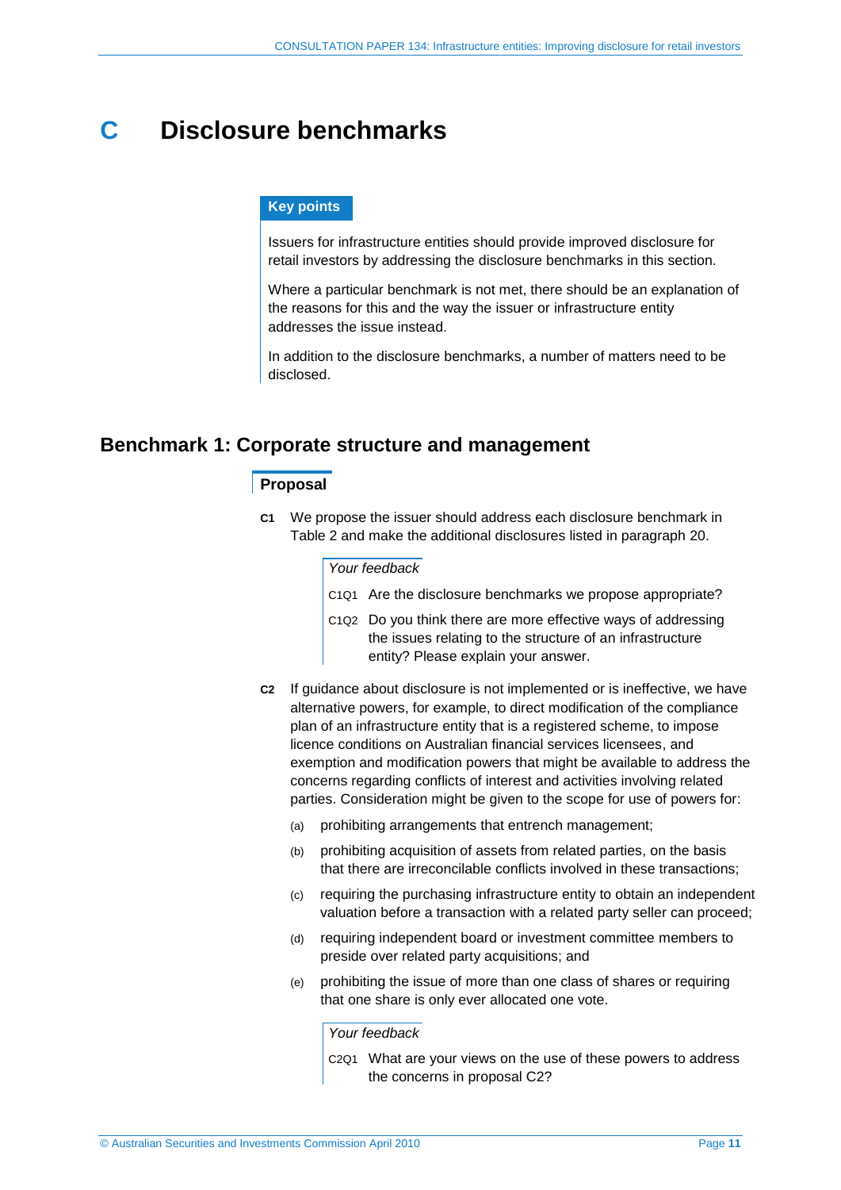# C Disclosure benchmarks

**Key points**

Issuers for infrastructure entities should provide improved disclosure for retail investors by addressing the disclosure benchmarks in this section.

Where a particular benchmark is not met, there should be an explanation of the reasons for this and the way the issuer or infrastructure entity addresses the issue instead.

In addition to the disclosure benchmarks, a number of matters need to be disclosed.

## Benchmark 1: Corporate structure and management

### Proposal

**C1** We propose the issuer should address each disclosure benchmark in Table 2 and make the additional disclosures listed in paragraph 20.

*Your feedback*

C1Q1 Are the disclosure benchmarks we propose appropriate?

C1Q2 Do you think there are more effective ways of addressing the issues relating to the structure of an infrastructure entity? Please explain your answer.

**C2** If guidance about disclosure is not implemented or is ineffective, we have alternative powers, for example, to direct modification of the compliance plan of an infrastructure entity that is a registered scheme, to impose licence conditions on Australian financial services licensees, and exemption and modification powers that might be available to address the concerns regarding conflicts of interest and activities involving related parties. Consideration might be given to the scope for use of powers for:

(a) prohibiting arrangements that entrench management;

(b) prohibiting acquisition of assets from related parties, on the basis that there are irreconcilable conflicts involved in these transactions;

(c) requiring the purchasing infrastructure entity to obtain an independent valuation before a transaction with a related party seller can proceed;

(d) requiring independent board or investment committee members to preside over related party acquisitions; and

(e) prohibiting the issue of more than one class of shares or requiring that one share is only ever allocated one vote.

*Your feedback*

C2Q1 What are your views on the use of these powers to address the concerns in proposal C2?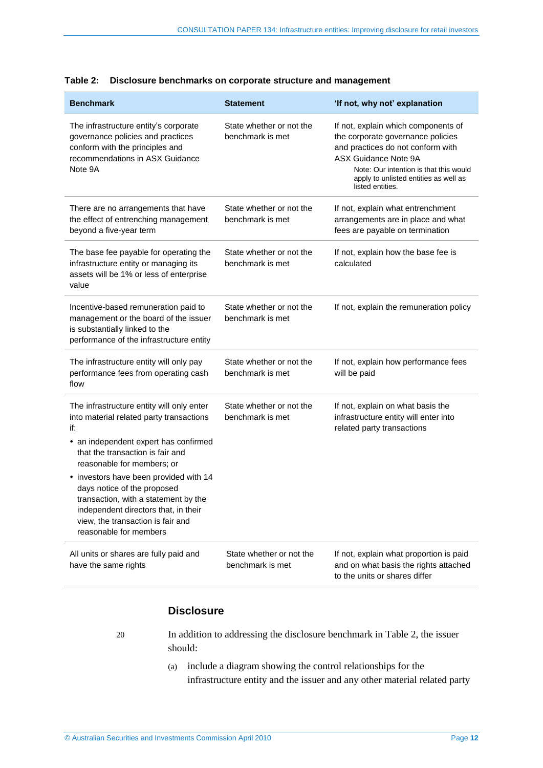**Table 2: Disclosure benchmarks on corporate structure and management**

| Benchmark | Statement | 'If not, why not' explanation |
| --- | --- | --- |
| The infrastructure entity's corporate governance policies and practices conform with the principles and recommendations in ASX Guidance Note 9A | State whether or not the benchmark is met | If not, explain which components of the corporate governance policies and practices do not conform with ASX Guidance Note 9A<br>Note: Our intention is that this would apply to unlisted entities as well as listed entities. |
| There are no arrangements that have the effect of entrenching management beyond a five-year term | State whether or not the benchmark is met | If not, explain what entrenchment arrangements are in place and what fees are payable on termination |
| The base fee payable for operating the infrastructure entity or managing its assets will be 1% or less of enterprise value | State whether or not the benchmark is met | If not, explain how the base fee is calculated |
| Incentive-based remuneration paid to management or the board of the issuer is substantially linked to the performance of the infrastructure entity | State whether or not the benchmark is met | If not, explain the remuneration policy |
| The infrastructure entity will only pay performance fees from operating cash flow | State whether or not the benchmark is met | If not, explain how performance fees will be paid |
| The infrastructure entity will only enter into material related party transactions if:<br>• an independent expert has confirmed that the transaction is fair and reasonable for members; or<br>• investors have been provided with 14 days notice of the proposed transaction, with a statement by the independent directors that, in their view, the transaction is fair and reasonable for members | State whether or not the benchmark is met | If not, explain on what basis the infrastructure entity will enter into related party transactions |
| All units or shares are fully paid and have the same rights | State whether or not the benchmark is met | If not, explain what proportion is paid and on what basis the rights attached to the units or shares differ |

### Disclosure

20 In addition to addressing the disclosure benchmark in Table 2, the issuer should:

(a) include a diagram showing the control relationships for the infrastructure entity and the issuer and any other material related party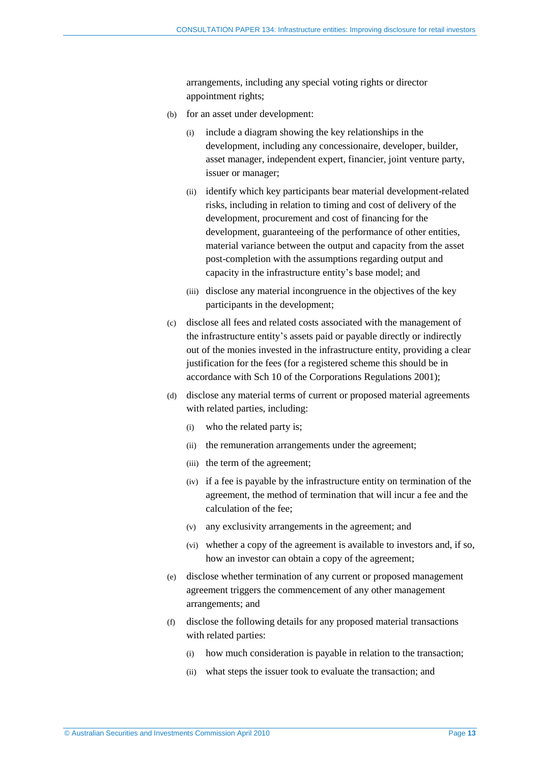arrangements, including any special voting rights or director appointment rights;

(b) for an asset under development:

 (i) include a diagram showing the key relationships in the development, including any concessionaire, developer, builder, asset manager, independent expert, financier, joint venture party, issuer or manager;

 (ii) identify which key participants bear material development-related risks, including in relation to timing and cost of delivery of the development, procurement and cost of financing for the development, guaranteeing of the performance of other entities, material variance between the output and capacity from the asset post-completion with the assumptions regarding output and capacity in the infrastructure entity's base model; and

 (iii) disclose any material incongruence in the objectives of the key participants in the development;

(c) disclose all fees and related costs associated with the management of the infrastructure entity's assets paid or payable directly or indirectly out of the monies invested in the infrastructure entity, providing a clear justification for the fees (for a registered scheme this should be in accordance with Sch 10 of the Corporations Regulations 2001);

(d) disclose any material terms of current or proposed material agreements with related parties, including:

 (i) who the related party is;

 (ii) the remuneration arrangements under the agreement;

 (iii) the term of the agreement;

 (iv) if a fee is payable by the infrastructure entity on termination of the agreement, the method of termination that will incur a fee and the calculation of the fee;

 (v) any exclusivity arrangements in the agreement; and

 (vi) whether a copy of the agreement is available to investors and, if so, how an investor can obtain a copy of the agreement;

(e) disclose whether termination of any current or proposed management agreement triggers the commencement of any other management arrangements; and

(f) disclose the following details for any proposed material transactions with related parties:

 (i) how much consideration is payable in relation to the transaction;

 (ii) what steps the issuer took to evaluate the transaction; and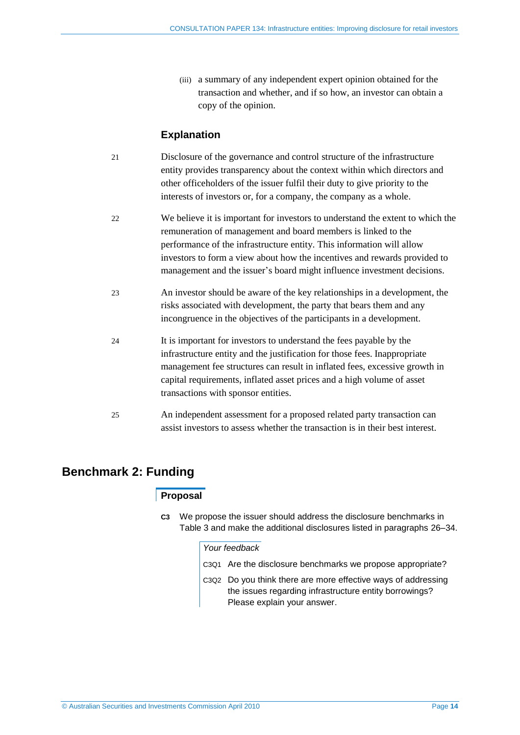(iii) a summary of any independent expert opinion obtained for the transaction and whether, and if so how, an investor can obtain a copy of the opinion.

### Explanation

21 Disclosure of the governance and control structure of the infrastructure entity provides transparency about the context within which directors and other officeholders of the issuer fulfil their duty to give priority to the interests of investors or, for a company, the company as a whole.

22 We believe it is important for investors to understand the extent to which the remuneration of management and board members is linked to the performance of the infrastructure entity. This information will allow investors to form a view about how the incentives and rewards provided to management and the issuer's board might influence investment decisions.

23 An investor should be aware of the key relationships in a development, the risks associated with development, the party that bears them and any incongruence in the objectives of the participants in a development.

24 It is important for investors to understand the fees payable by the infrastructure entity and the justification for those fees. Inappropriate management fee structures can result in inflated fees, excessive growth in capital requirements, inflated asset prices and a high volume of asset transactions with sponsor entities.

25 An independent assessment for a proposed related party transaction can assist investors to assess whether the transaction is in their best interest.

## Benchmark 2: Funding

### Proposal

**C3** We propose the issuer should address the disclosure benchmarks in Table 3 and make the additional disclosures listed in paragraphs 26–34.

*Your feedback*

C3Q1 Are the disclosure benchmarks we propose appropriate?

C3Q2 Do you think there are more effective ways of addressing the issues regarding infrastructure entity borrowings? Please explain your answer.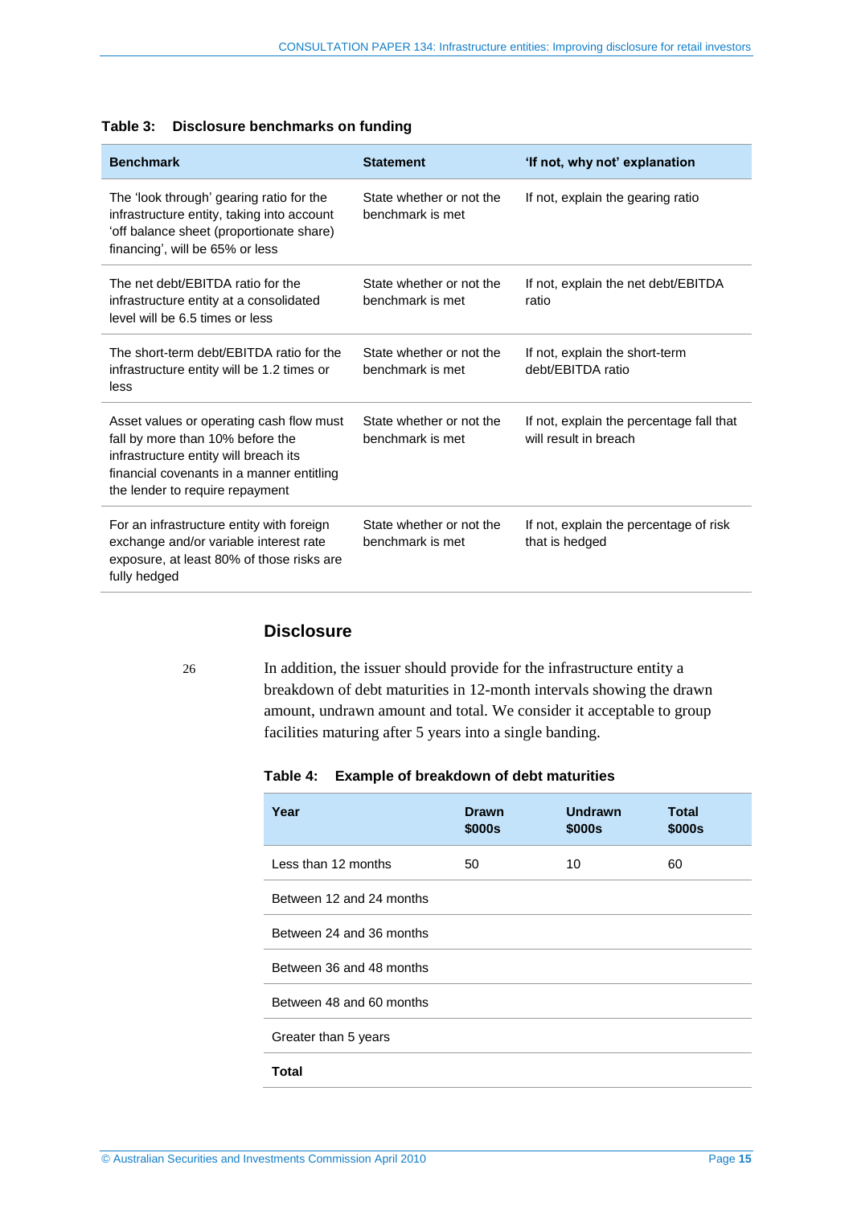**Table 3: Disclosure benchmarks on funding**

| Benchmark | Statement | 'If not, why not' explanation |
|---|---|---|
| The 'look through' gearing ratio for the infrastructure entity, taking into account 'off balance sheet (proportionate share) financing', will be 65% or less | State whether or not the benchmark is met | If not, explain the gearing ratio |
| The net debt/EBITDA ratio for the infrastructure entity at a consolidated level will be 6.5 times or less | State whether or not the benchmark is met | If not, explain the net debt/EBITDA ratio |
| The short-term debt/EBITDA ratio for the infrastructure entity will be 1.2 times or less | State whether or not the benchmark is met | If not, explain the short-term debt/EBITDA ratio |
| Asset values or operating cash flow must fall by more than 10% before the infrastructure entity will breach its financial covenants in a manner entitling the lender to require repayment | State whether or not the benchmark is met | If not, explain the percentage fall that will result in breach |
| For an infrastructure entity with foreign exchange and/or variable interest rate exposure, at least 80% of those risks are fully hedged | State whether or not the benchmark is met | If not, explain the percentage of risk that is hedged |

### Disclosure

26 In addition, the issuer should provide for the infrastructure entity a breakdown of debt maturities in 12-month intervals showing the drawn amount, undrawn amount and total. We consider it acceptable to group facilities maturing after 5 years into a single banding.

**Table 4: Example of breakdown of debt maturities**

| Year | Drawn $000s | Undrawn $000s | Total $000s |
|---|---|---|---|
| Less than 12 months | 50 | 10 | 60 |
| Between 12 and 24 months | | | |
| Between 24 and 36 months | | | |
| Between 36 and 48 months | | | |
| Between 48 and 60 months | | | |
| Greater than 5 years | | | |
| **Total** | | | |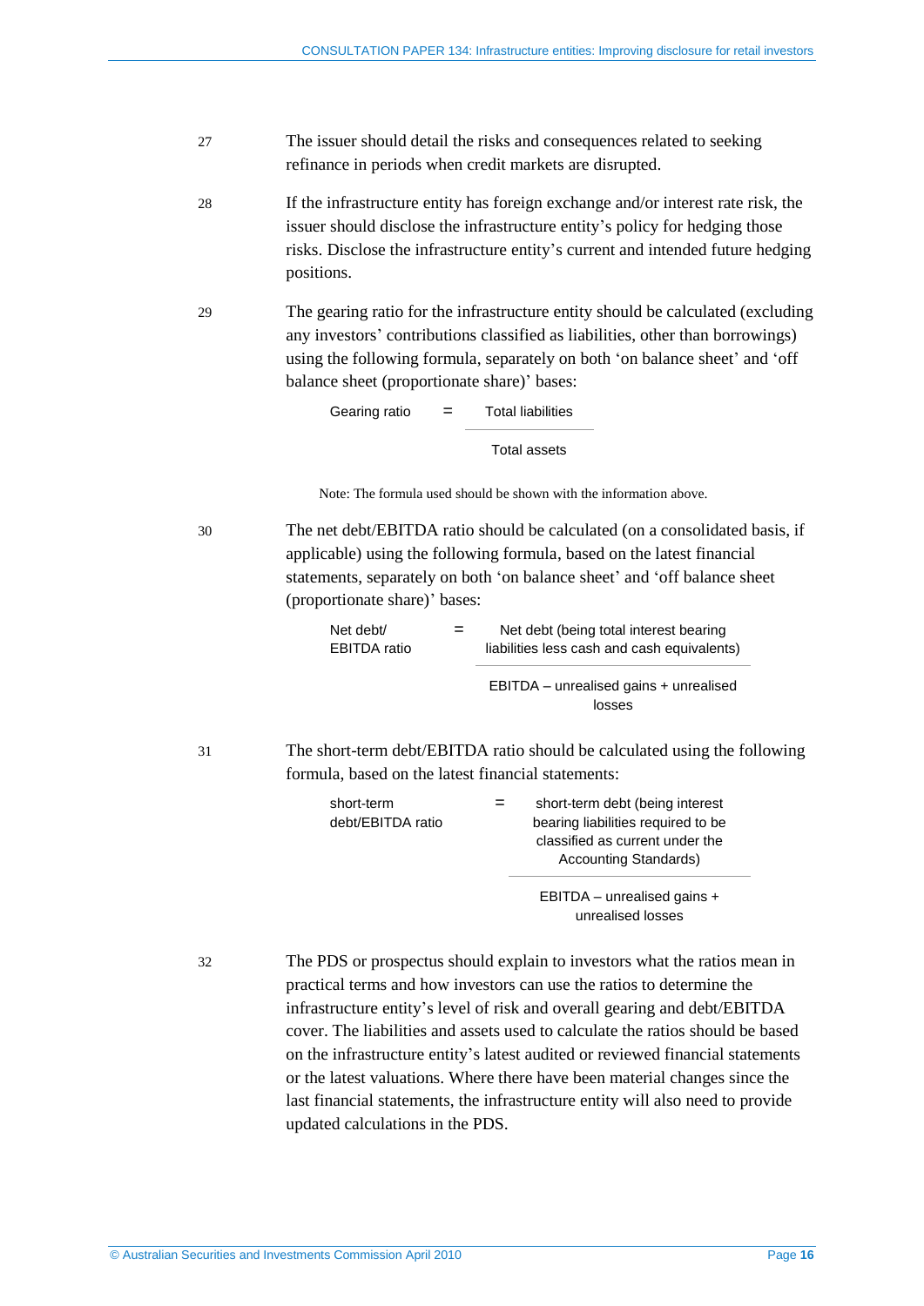27 The issuer should detail the risks and consequences related to seeking refinance in periods when credit markets are disrupted.

28 If the infrastructure entity has foreign exchange and/or interest rate risk, the issuer should disclose the infrastructure entity's policy for hedging those risks. Disclose the infrastructure entity's current and intended future hedging positions.

29 The gearing ratio for the infrastructure entity should be calculated (excluding any investors' contributions classified as liabilities, other than borrowings) using the following formula, separately on both 'on balance sheet' and 'off balance sheet (proportionate share)' bases:

$$\text{Gearing ratio} = \frac{\text{Total liabilities}}{\text{Total assets}}$$

Note: The formula used should be shown with the information above.

30 The net debt/EBITDA ratio should be calculated (on a consolidated basis, if applicable) using the following formula, based on the latest financial statements, separately on both 'on balance sheet' and 'off balance sheet (proportionate share)' bases:

$$\text{Net debt/ EBITDA ratio} = \frac{\text{Net debt (being total interest bearing liabilities less cash and cash equivalents)}}{\text{EBITDA – unrealised gains + unrealised losses}}$$

31 The short-term debt/EBITDA ratio should be calculated using the following formula, based on the latest financial statements:

$$\text{short-term debt/EBITDA ratio} = \frac{\text{short-term debt (being interest bearing liabilities required to be classified as current under the Accounting Standards)}}{\text{EBITDA – unrealised gains + unrealised losses}}$$

32 The PDS or prospectus should explain to investors what the ratios mean in practical terms and how investors can use the ratios to determine the infrastructure entity's level of risk and overall gearing and debt/EBITDA cover. The liabilities and assets used to calculate the ratios should be based on the infrastructure entity's latest audited or reviewed financial statements or the latest valuations. Where there have been material changes since the last financial statements, the infrastructure entity will also need to provide updated calculations in the PDS.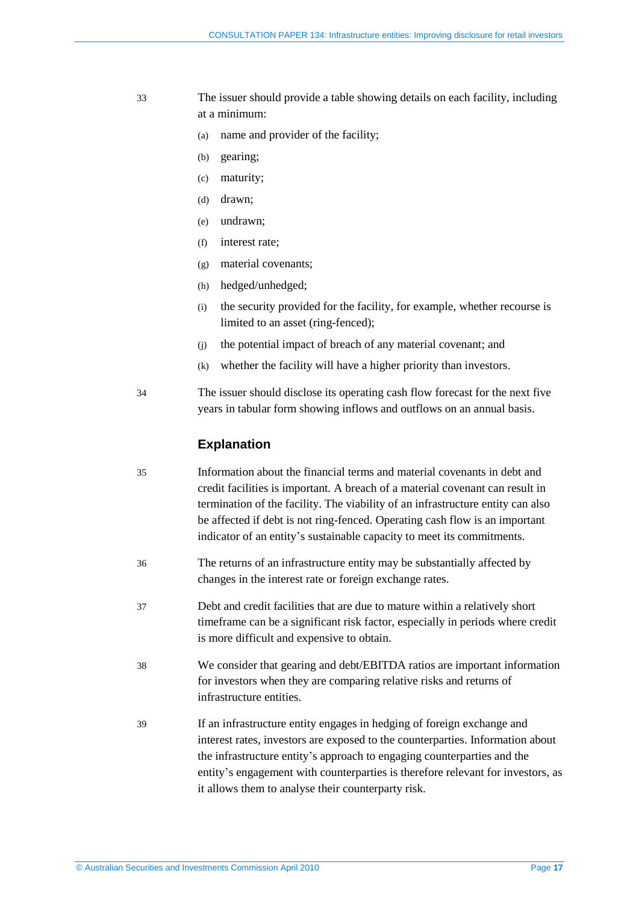33 The issuer should provide a table showing details on each facility, including at a minimum:

(a) name and provider of the facility;

(b) gearing;

(c) maturity;

(d) drawn;

(e) undrawn;

(f) interest rate;

(g) material covenants;

(h) hedged/unhedged;

(i) the security provided for the facility, for example, whether recourse is limited to an asset (ring-fenced);

(j) the potential impact of breach of any material covenant; and

(k) whether the facility will have a higher priority than investors.

34 The issuer should disclose its operating cash flow forecast for the next five years in tabular form showing inflows and outflows on an annual basis.

### Explanation

35 Information about the financial terms and material covenants in debt and credit facilities is important. A breach of a material covenant can result in termination of the facility. The viability of an infrastructure entity can also be affected if debt is not ring-fenced. Operating cash flow is an important indicator of an entity's sustainable capacity to meet its commitments.

36 The returns of an infrastructure entity may be substantially affected by changes in the interest rate or foreign exchange rates.

37 Debt and credit facilities that are due to mature within a relatively short timeframe can be a significant risk factor, especially in periods where credit is more difficult and expensive to obtain.

38 We consider that gearing and debt/EBITDA ratios are important information for investors when they are comparing relative risks and returns of infrastructure entities.

39 If an infrastructure entity engages in hedging of foreign exchange and interest rates, investors are exposed to the counterparties. Information about the infrastructure entity's approach to engaging counterparties and the entity's engagement with counterparties is therefore relevant for investors, as it allows them to analyse their counterparty risk.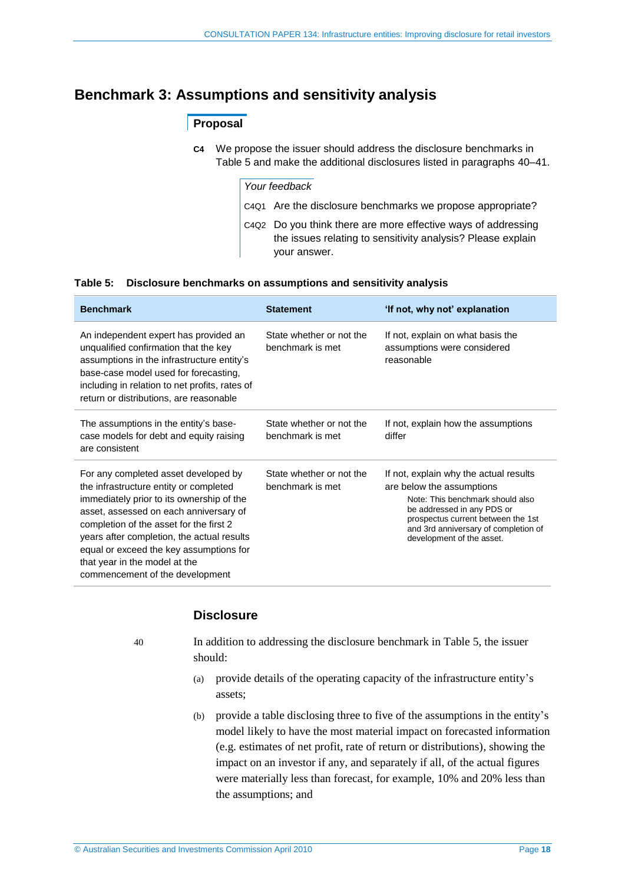## Benchmark 3: Assumptions and sensitivity analysis

### Proposal

**C4** We propose the issuer should address the disclosure benchmarks in Table 5 and make the additional disclosures listed in paragraphs 40–41.

*Your feedback*

C4Q1 Are the disclosure benchmarks we propose appropriate?

C4Q2 Do you think there are more effective ways of addressing the issues relating to sensitivity analysis? Please explain your answer.

**Table 5: Disclosure benchmarks on assumptions and sensitivity analysis**

| Benchmark | Statement | 'If not, why not' explanation |
|---|---|---|
| An independent expert has provided an unqualified confirmation that the key assumptions in the infrastructure entity's base-case model used for forecasting, including in relation to net profits, rates of return or distributions, are reasonable | State whether or not the benchmark is met | If not, explain on what basis the assumptions were considered reasonable |
| The assumptions in the entity's base-case models for debt and equity raising are consistent | State whether or not the benchmark is met | If not, explain how the assumptions differ |
| For any completed asset developed by the infrastructure entity or completed immediately prior to its ownership of the asset, assessed on each anniversary of completion of the asset for the first 2 years after completion, the actual results equal or exceed the key assumptions for that year in the model at the commencement of the development | State whether or not the benchmark is met | If not, explain why the actual results are below the assumptions<br>Note: This benchmark should also be addressed in any PDS or prospectus current between the 1st and 3rd anniversary of completion of development of the asset. |

### Disclosure

40 In addition to addressing the disclosure benchmark in Table 5, the issuer should:

(a) provide details of the operating capacity of the infrastructure entity's assets;

(b) provide a table disclosing three to five of the assumptions in the entity's model likely to have the most material impact on forecasted information (e.g. estimates of net profit, rate of return or distributions), showing the impact on an investor if any, and separately if all, of the actual figures were materially less than forecast, for example, 10% and 20% less than the assumptions; and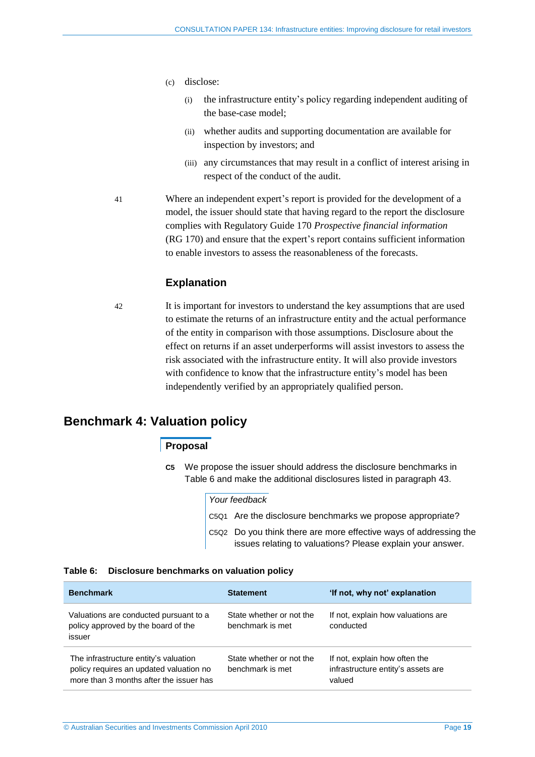(c) disclose:

(i) the infrastructure entity's policy regarding independent auditing of the base-case model;

(ii) whether audits and supporting documentation are available for inspection by investors; and

(iii) any circumstances that may result in a conflict of interest arising in respect of the conduct of the audit.

41 Where an independent expert's report is provided for the development of a model, the issuer should state that having regard to the report the disclosure complies with Regulatory Guide 170 *Prospective financial information* (RG 170) and ensure that the expert's report contains sufficient information to enable investors to assess the reasonableness of the forecasts.

### Explanation

42 It is important for investors to understand the key assumptions that are used to estimate the returns of an infrastructure entity and the actual performance of the entity in comparison with those assumptions. Disclosure about the effect on returns if an asset underperforms will assist investors to assess the risk associated with the infrastructure entity. It will also provide investors with confidence to know that the infrastructure entity's model has been independently verified by an appropriately qualified person.

## Benchmark 4: Valuation policy

### Proposal

**C5** We propose the issuer should address the disclosure benchmarks in Table 6 and make the additional disclosures listed in paragraph 43.

*Your feedback*

C5Q1 Are the disclosure benchmarks we propose appropriate?

C5Q2 Do you think there are more effective ways of addressing the issues relating to valuations? Please explain your answer.

**Table 6: Disclosure benchmarks on valuation policy**

| Benchmark | Statement | 'If not, why not' explanation |
|---|---|---|
| Valuations are conducted pursuant to a policy approved by the board of the issuer | State whether or not the benchmark is met | If not, explain how valuations are conducted |
| The infrastructure entity's valuation policy requires an updated valuation no more than 3 months after the issuer has | State whether or not the benchmark is met | If not, explain how often the infrastructure entity's assets are valued |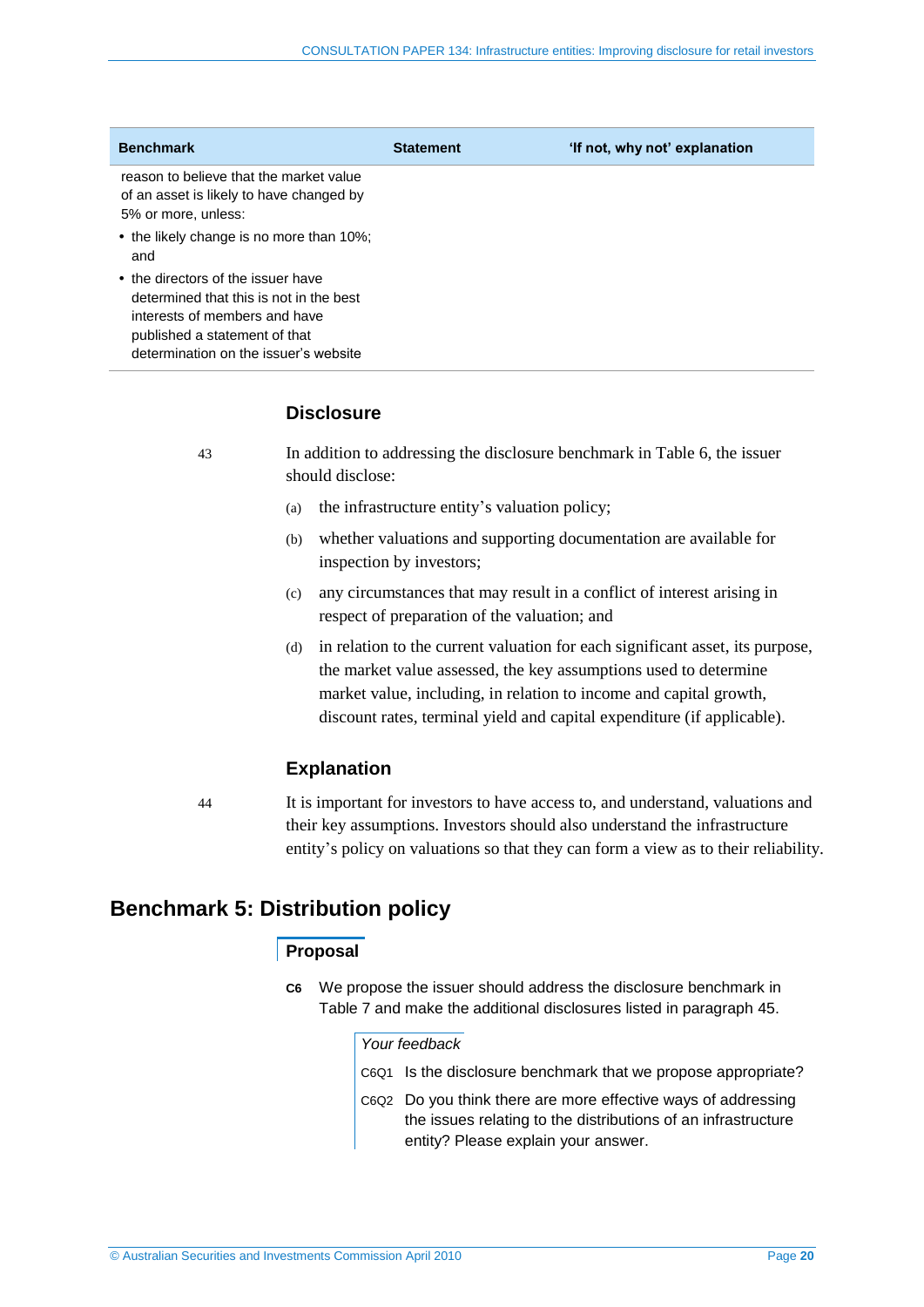| Benchmark | Statement | 'If not, why not' explanation |
|---|---|---|
| reason to believe that the market value of an asset is likely to have changed by 5% or more, unless: • the likely change is no more than 10%; and • the directors of the issuer have determined that this is not in the best interests of members and have published a statement of that determination on the issuer's website | | |

### Disclosure

43 In addition to addressing the disclosure benchmark in Table 6, the issuer should disclose:

(a) the infrastructure entity's valuation policy;

(b) whether valuations and supporting documentation are available for inspection by investors;

(c) any circumstances that may result in a conflict of interest arising in respect of preparation of the valuation; and

(d) in relation to the current valuation for each significant asset, its purpose, the market value assessed, the key assumptions used to determine market value, including, in relation to income and capital growth, discount rates, terminal yield and capital expenditure (if applicable).

### Explanation

44 It is important for investors to have access to, and understand, valuations and their key assumptions. Investors should also understand the infrastructure entity's policy on valuations so that they can form a view as to their reliability.

## Benchmark 5: Distribution policy

### Proposal

**C6** We propose the issuer should address the disclosure benchmark in Table 7 and make the additional disclosures listed in paragraph 45.

*Your feedback*

C6Q1 Is the disclosure benchmark that we propose appropriate?

C6Q2 Do you think there are more effective ways of addressing the issues relating to the distributions of an infrastructure entity? Please explain your answer.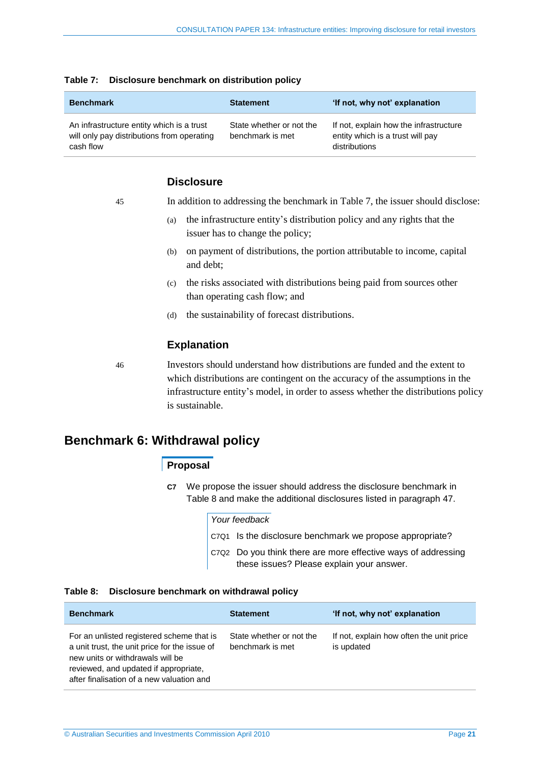**Table 7: Disclosure benchmark on distribution policy**

| Benchmark | Statement | 'If not, why not' explanation |
|---|---|---|
| An infrastructure entity which is a trust will only pay distributions from operating cash flow | State whether or not the benchmark is met | If not, explain how the infrastructure entity which is a trust will pay distributions |

### Disclosure

45 In addition to addressing the benchmark in Table 7, the issuer should disclose:

(a) the infrastructure entity's distribution policy and any rights that the issuer has to change the policy;

(b) on payment of distributions, the portion attributable to income, capital and debt;

(c) the risks associated with distributions being paid from sources other than operating cash flow; and

(d) the sustainability of forecast distributions.

### Explanation

46 Investors should understand how distributions are funded and the extent to which distributions are contingent on the accuracy of the assumptions in the infrastructure entity's model, in order to assess whether the distributions policy is sustainable.

## Benchmark 6: Withdrawal policy

### Proposal

**C7** We propose the issuer should address the disclosure benchmark in Table 8 and make the additional disclosures listed in paragraph 47.

*Your feedback*

C7Q1 Is the disclosure benchmark we propose appropriate?

C7Q2 Do you think there are more effective ways of addressing these issues? Please explain your answer.

**Table 8: Disclosure benchmark on withdrawal policy**

| Benchmark | Statement | 'If not, why not' explanation |
|---|---|---|
| For an unlisted registered scheme that is a unit trust, the unit price for the issue of new units or withdrawals will be reviewed, and updated if appropriate, after finalisation of a new valuation and | State whether or not the benchmark is met | If not, explain how often the unit price is updated |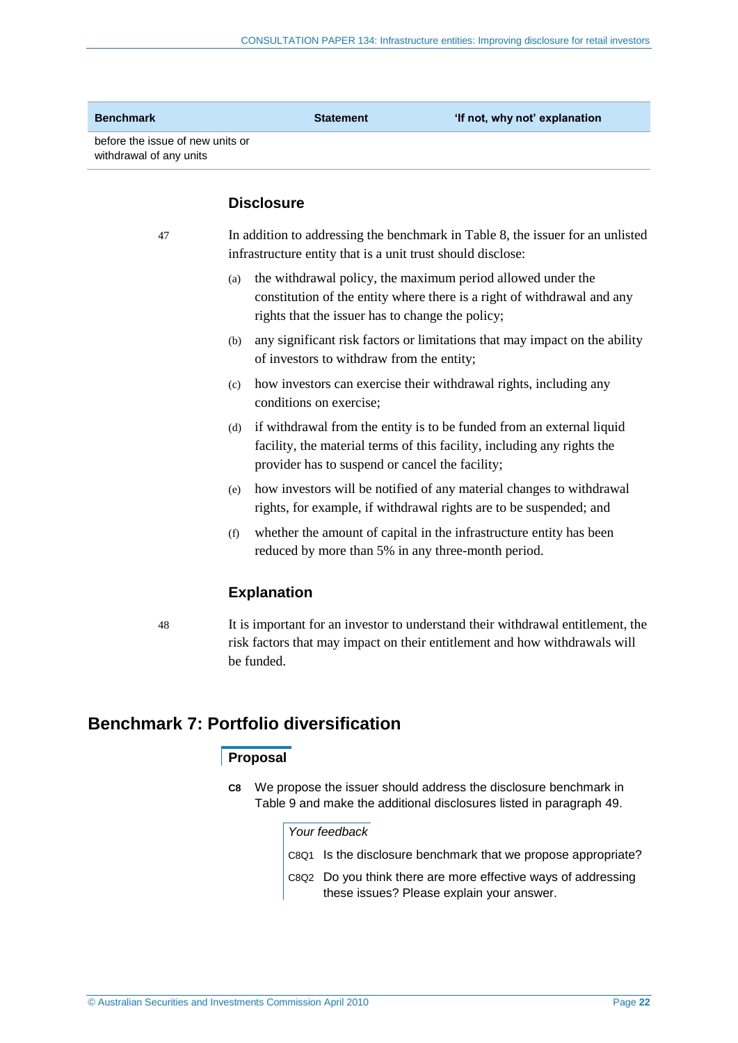| Benchmark | Statement | 'If not, why not' explanation |
|---|---|---|
| before the issue of new units or withdrawal of any units | | |

### Disclosure

47 In addition to addressing the benchmark in Table 8, the issuer for an unlisted infrastructure entity that is a unit trust should disclose:

(a) the withdrawal policy, the maximum period allowed under the constitution of the entity where there is a right of withdrawal and any rights that the issuer has to change the policy;

(b) any significant risk factors or limitations that may impact on the ability of investors to withdraw from the entity;

(c) how investors can exercise their withdrawal rights, including any conditions on exercise;

(d) if withdrawal from the entity is to be funded from an external liquid facility, the material terms of this facility, including any rights the provider has to suspend or cancel the facility;

(e) how investors will be notified of any material changes to withdrawal rights, for example, if withdrawal rights are to be suspended; and

(f) whether the amount of capital in the infrastructure entity has been reduced by more than 5% in any three-month period.

### Explanation

48 It is important for an investor to understand their withdrawal entitlement, the risk factors that may impact on their entitlement and how withdrawals will be funded.

## Benchmark 7: Portfolio diversification

### Proposal

**C8** We propose the issuer should address the disclosure benchmark in Table 9 and make the additional disclosures listed in paragraph 49.

*Your feedback*

C8Q1 Is the disclosure benchmark that we propose appropriate?

C8Q2 Do you think there are more effective ways of addressing these issues? Please explain your answer.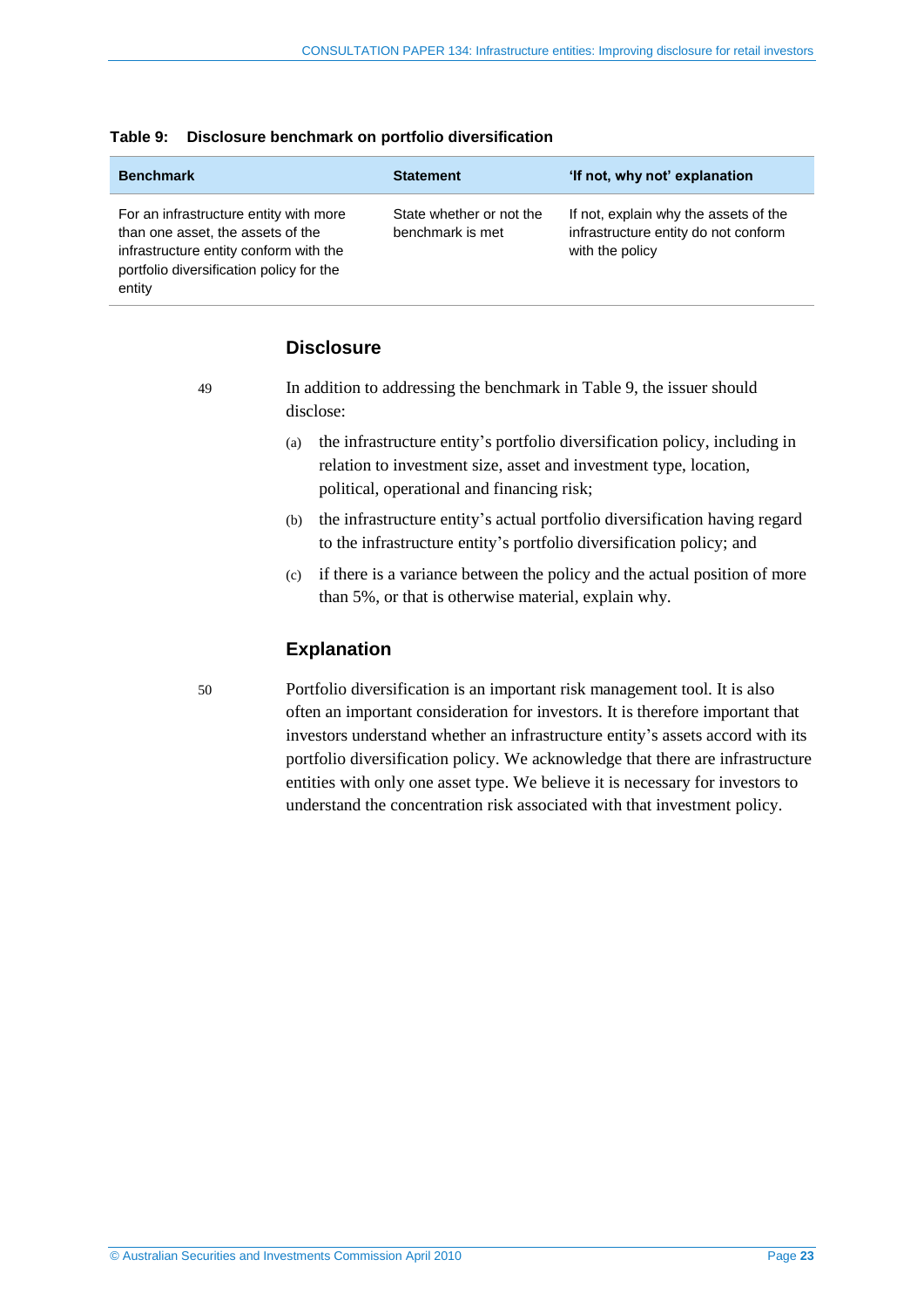**Table 9: Disclosure benchmark on portfolio diversification**

| Benchmark | Statement | 'If not, why not' explanation |
|---|---|---|
| For an infrastructure entity with more than one asset, the assets of the infrastructure entity conform with the portfolio diversification policy for the entity | State whether or not the benchmark is met | If not, explain why the assets of the infrastructure entity do not conform with the policy |

## Disclosure

49 In addition to addressing the benchmark in Table 9, the issuer should disclose:

(a) the infrastructure entity's portfolio diversification policy, including in relation to investment size, asset and investment type, location, political, operational and financing risk;

(b) the infrastructure entity's actual portfolio diversification having regard to the infrastructure entity's portfolio diversification policy; and

(c) if there is a variance between the policy and the actual position of more than 5%, or that is otherwise material, explain why.

## Explanation

50 Portfolio diversification is an important risk management tool. It is also often an important consideration for investors. It is therefore important that investors understand whether an infrastructure entity's assets accord with its portfolio diversification policy. We acknowledge that there are infrastructure entities with only one asset type. We believe it is necessary for investors to understand the concentration risk associated with that investment policy.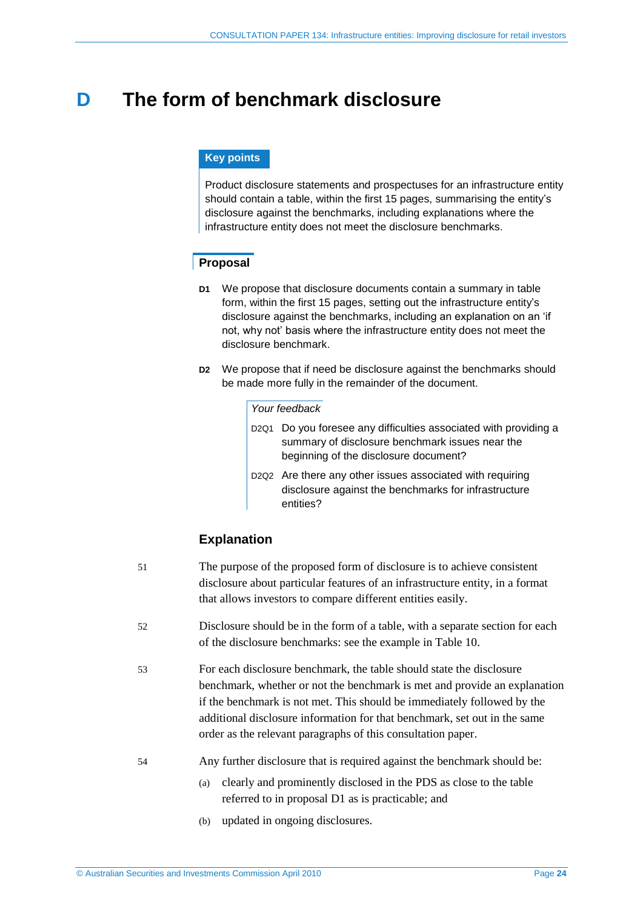# D The form of benchmark disclosure

**Key points**

Product disclosure statements and prospectuses for an infrastructure entity should contain a table, within the first 15 pages, summarising the entity's disclosure against the benchmarks, including explanations where the infrastructure entity does not meet the disclosure benchmarks.

## Proposal

**D1** We propose that disclosure documents contain a summary in table form, within the first 15 pages, setting out the infrastructure entity's disclosure against the benchmarks, including an explanation on an 'if not, why not' basis where the infrastructure entity does not meet the disclosure benchmark.

**D2** We propose that if need be disclosure against the benchmarks should be made more fully in the remainder of the document.

*Your feedback*

D2Q1 Do you foresee any difficulties associated with providing a summary of disclosure benchmark issues near the beginning of the disclosure document?

D2Q2 Are there any other issues associated with requiring disclosure against the benchmarks for infrastructure entities?

## Explanation

51 The purpose of the proposed form of disclosure is to achieve consistent disclosure about particular features of an infrastructure entity, in a format that allows investors to compare different entities easily.

52 Disclosure should be in the form of a table, with a separate section for each of the disclosure benchmarks: see the example in Table 10.

53 For each disclosure benchmark, the table should state the disclosure benchmark, whether or not the benchmark is met and provide an explanation if the benchmark is not met. This should be immediately followed by the additional disclosure information for that benchmark, set out in the same order as the relevant paragraphs of this consultation paper.

54 Any further disclosure that is required against the benchmark should be:

(a) clearly and prominently disclosed in the PDS as close to the table referred to in proposal D1 as is practicable; and

(b) updated in ongoing disclosures.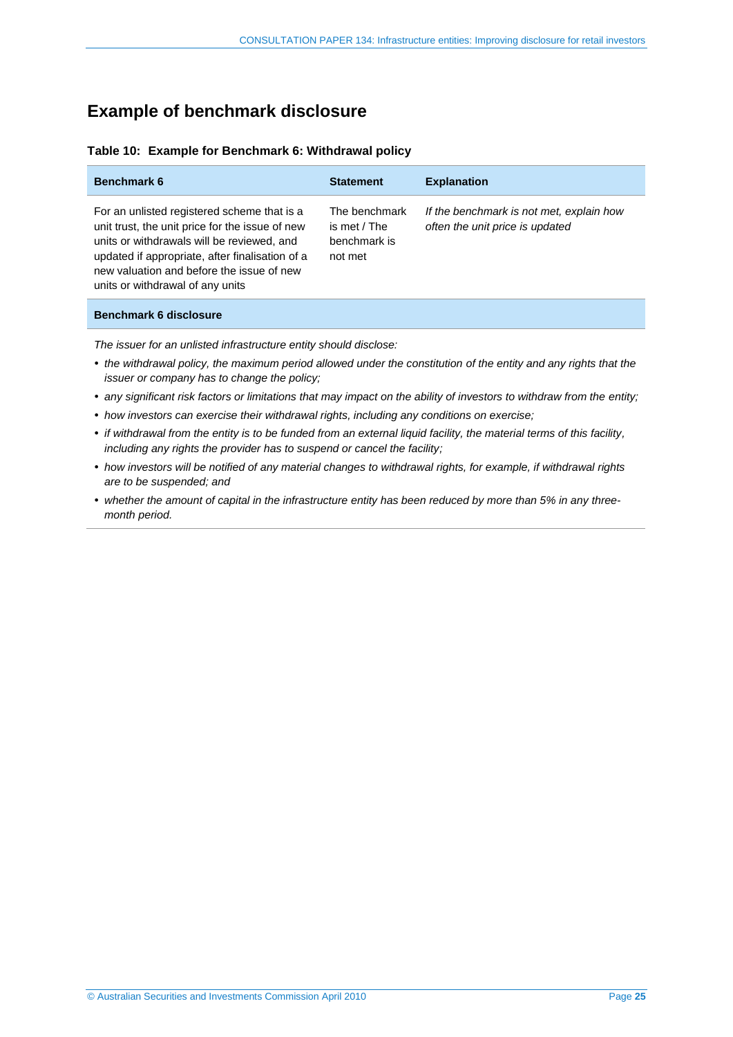## Example of benchmark disclosure

**Table 10: Example for Benchmark 6: Withdrawal policy**

| Benchmark 6 | Statement | Explanation |
|---|---|---|
| For an unlisted registered scheme that is a unit trust, the unit price for the issue of new units or withdrawals will be reviewed, and updated if appropriate, after finalisation of a new valuation and before the issue of new units or withdrawal of any units | The benchmark is met / The benchmark is not met | *If the benchmark is not met, explain how often the unit price is updated* |

**Benchmark 6 disclosure**

*The issuer for an unlisted infrastructure entity should disclose:*

- *the withdrawal policy, the maximum period allowed under the constitution of the entity and any rights that the issuer or company has to change the policy;*
- *any significant risk factors or limitations that may impact on the ability of investors to withdraw from the entity;*
- *how investors can exercise their withdrawal rights, including any conditions on exercise;*
- *if withdrawal from the entity is to be funded from an external liquid facility, the material terms of this facility, including any rights the provider has to suspend or cancel the facility;*
- *how investors will be notified of any material changes to withdrawal rights, for example, if withdrawal rights are to be suspended; and*
- *whether the amount of capital in the infrastructure entity has been reduced by more than 5% in any three-month period.*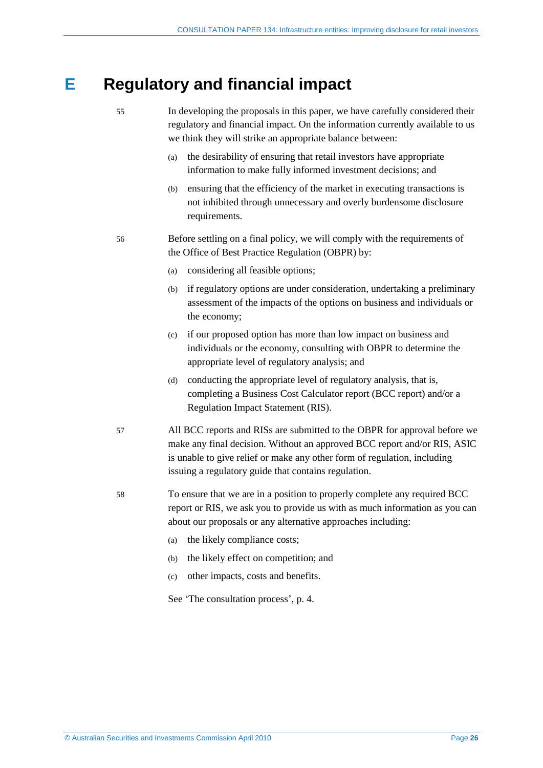# E Regulatory and financial impact

55 In developing the proposals in this paper, we have carefully considered their regulatory and financial impact. On the information currently available to us we think they will strike an appropriate balance between:

(a) the desirability of ensuring that retail investors have appropriate information to make fully informed investment decisions; and

(b) ensuring that the efficiency of the market in executing transactions is not inhibited through unnecessary and overly burdensome disclosure requirements.

56 Before settling on a final policy, we will comply with the requirements of the Office of Best Practice Regulation (OBPR) by:

(a) considering all feasible options;

(b) if regulatory options are under consideration, undertaking a preliminary assessment of the impacts of the options on business and individuals or the economy;

(c) if our proposed option has more than low impact on business and individuals or the economy, consulting with OBPR to determine the appropriate level of regulatory analysis; and

(d) conducting the appropriate level of regulatory analysis, that is, completing a Business Cost Calculator report (BCC report) and/or a Regulation Impact Statement (RIS).

57 All BCC reports and RISs are submitted to the OBPR for approval before we make any final decision. Without an approved BCC report and/or RIS, ASIC is unable to give relief or make any other form of regulation, including issuing a regulatory guide that contains regulation.

58 To ensure that we are in a position to properly complete any required BCC report or RIS, we ask you to provide us with as much information as you can about our proposals or any alternative approaches including:

(a) the likely compliance costs;

(b) the likely effect on competition; and

(c) other impacts, costs and benefits.

See 'The consultation process', p. 4.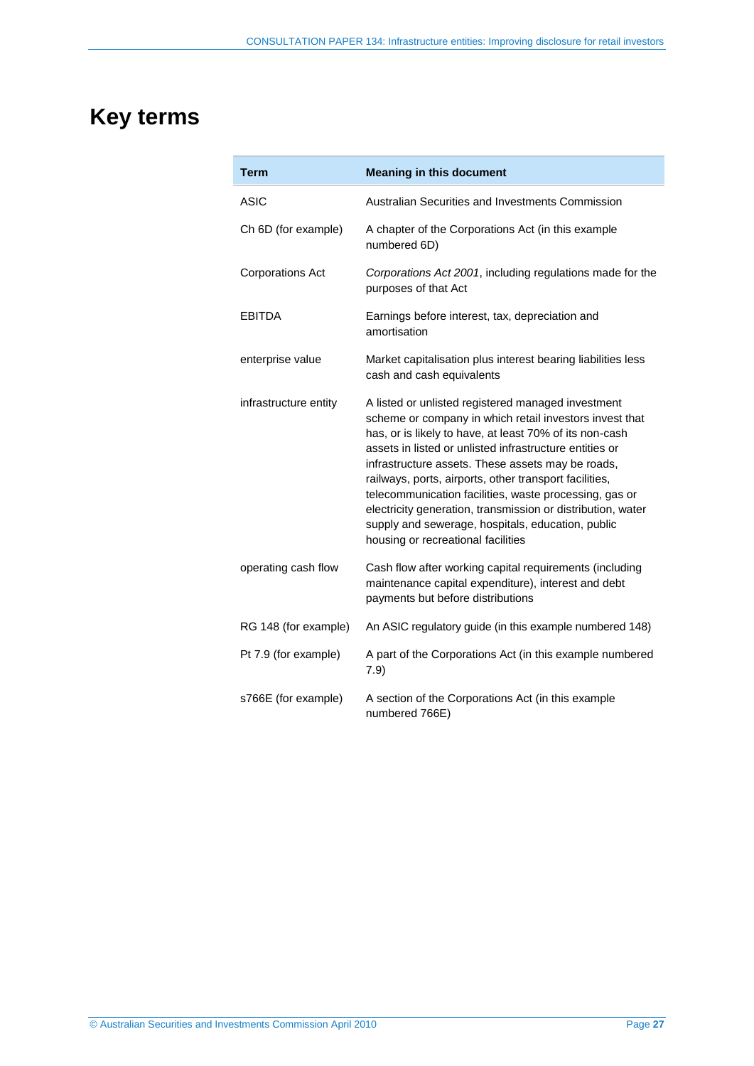# Key terms

| Term | Meaning in this document |
|---|---|
| ASIC | Australian Securities and Investments Commission |
| Ch 6D (for example) | A chapter of the Corporations Act (in this example numbered 6D) |
| Corporations Act | *Corporations Act 2001*, including regulations made for the purposes of that Act |
| EBITDA | Earnings before interest, tax, depreciation and amortisation |
| enterprise value | Market capitalisation plus interest bearing liabilities less cash and cash equivalents |
| infrastructure entity | A listed or unlisted registered managed investment scheme or company in which retail investors invest that has, or is likely to have, at least 70% of its non-cash assets in listed or unlisted infrastructure entities or infrastructure assets. These assets may be roads, railways, ports, airports, other transport facilities, telecommunication facilities, waste processing, gas or electricity generation, transmission or distribution, water supply and sewerage, hospitals, education, public housing or recreational facilities |
| operating cash flow | Cash flow after working capital requirements (including maintenance capital expenditure), interest and debt payments but before distributions |
| RG 148 (for example) | An ASIC regulatory guide (in this example numbered 148) |
| Pt 7.9 (for example) | A part of the Corporations Act (in this example numbered 7.9) |
| s766E (for example) | A section of the Corporations Act (in this example numbered 766E) |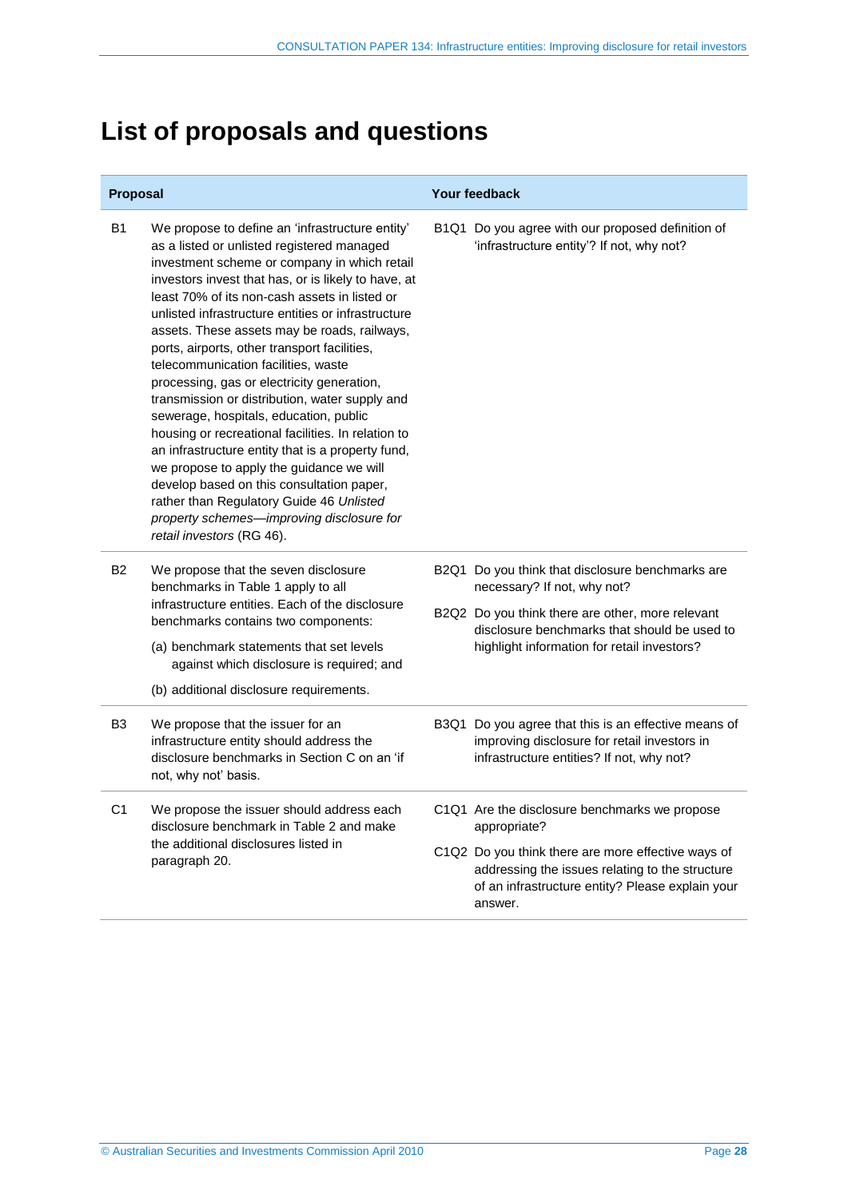# List of proposals and questions

| Proposal | | Your feedback |
|---|---|---|
| B1 | We propose to define an 'infrastructure entity' as a listed or unlisted registered managed investment scheme or company in which retail investors invest that has, or is likely to have, at least 70% of its non-cash assets in listed or unlisted infrastructure entities or infrastructure assets. These assets may be roads, railways, ports, airports, other transport facilities, telecommunication facilities, waste processing, gas or electricity generation, transmission or distribution, water supply and sewerage, hospitals, education, public housing or recreational facilities. In relation to an infrastructure entity that is a property fund, we propose to apply the guidance we will develop based on this consultation paper, rather than Regulatory Guide 46 *Unlisted property schemes—improving disclosure for retail investors* (RG 46). | B1Q1 Do you agree with our proposed definition of 'infrastructure entity'? If not, why not? |
| B2 | We propose that the seven disclosure benchmarks in Table 1 apply to all infrastructure entities. Each of the disclosure benchmarks contains two components:<br>(a) benchmark statements that set levels against which disclosure is required; and<br>(b) additional disclosure requirements. | B2Q1 Do you think that disclosure benchmarks are necessary? If not, why not?<br>B2Q2 Do you think there are other, more relevant disclosure benchmarks that should be used to highlight information for retail investors? |
| B3 | We propose that the issuer for an infrastructure entity should address the disclosure benchmarks in Section C on an 'if not, why not' basis. | B3Q1 Do you agree that this is an effective means of improving disclosure for retail investors in infrastructure entities? If not, why not? |
| C1 | We propose the issuer should address each disclosure benchmark in Table 2 and make the additional disclosures listed in paragraph 20. | C1Q1 Are the disclosure benchmarks we propose appropriate?<br>C1Q2 Do you think there are more effective ways of addressing the issues relating to the structure of an infrastructure entity? Please explain your answer. |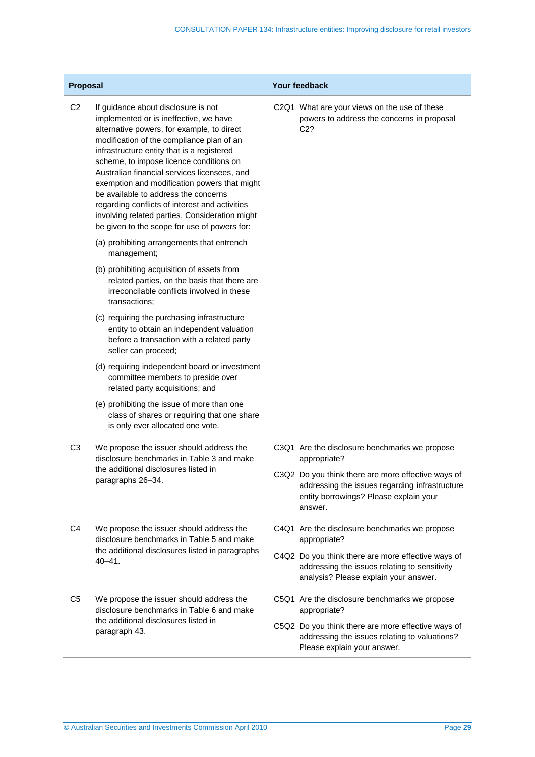| Proposal | | Your feedback |
|---|---|---|
| C2 | If guidance about disclosure is not implemented or is ineffective, we have alternative powers, for example, to direct modification of the compliance plan of an infrastructure entity that is a registered scheme, to impose licence conditions on Australian financial services licensees, and exemption and modification powers that might be available to address the concerns regarding conflicts of interest and activities involving related parties. Consideration might be given to the scope for use of powers for:<br><br>(a) prohibiting arrangements that entrench management;<br><br>(b) prohibiting acquisition of assets from related parties, on the basis that there are irreconcilable conflicts involved in these transactions;<br><br>(c) requiring the purchasing infrastructure entity to obtain an independent valuation before a transaction with a related party seller can proceed;<br><br>(d) requiring independent board or investment committee members to preside over related party acquisitions; and<br><br>(e) prohibiting the issue of more than one class of shares or requiring that one share is only ever allocated one vote. | C2Q1 What are your views on the use of these powers to address the concerns in proposal C2? |
| C3 | We propose the issuer should address the disclosure benchmarks in Table 3 and make the additional disclosures listed in paragraphs 26–34. | C3Q1 Are the disclosure benchmarks we propose appropriate?<br><br>C3Q2 Do you think there are more effective ways of addressing the issues regarding infrastructure entity borrowings? Please explain your answer. |
| C4 | We propose the issuer should address the disclosure benchmarks in Table 5 and make the additional disclosures listed in paragraphs 40–41. | C4Q1 Are the disclosure benchmarks we propose appropriate?<br><br>C4Q2 Do you think there are more effective ways of addressing the issues relating to sensitivity analysis? Please explain your answer. |
| C5 | We propose the issuer should address the disclosure benchmarks in Table 6 and make the additional disclosures listed in paragraph 43. | C5Q1 Are the disclosure benchmarks we propose appropriate?<br><br>C5Q2 Do you think there are more effective ways of addressing the issues relating to valuations? Please explain your answer. |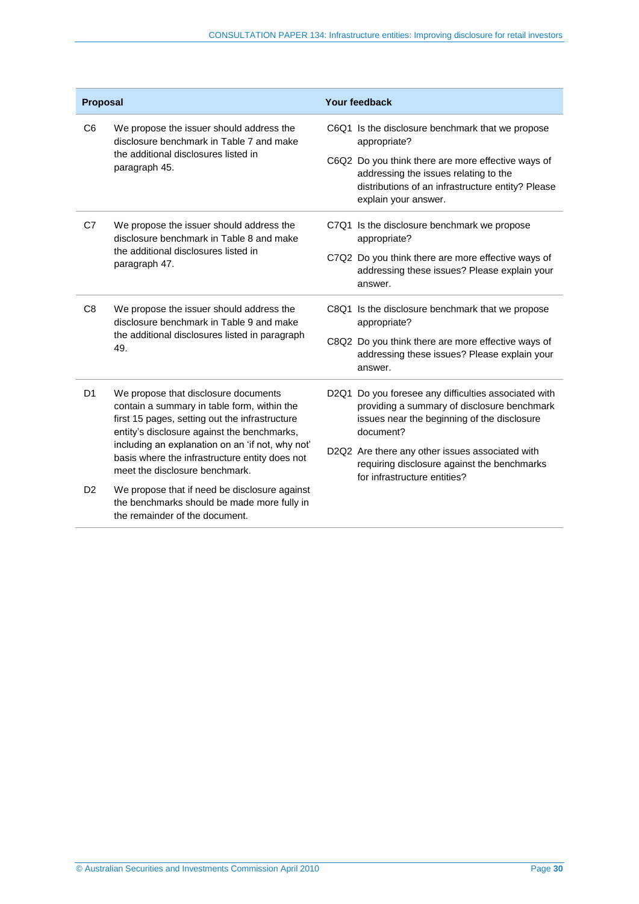| Proposal | Your feedback |
|---|---|
| C6 We propose the issuer should address the disclosure benchmark in Table 7 and make the additional disclosures listed in paragraph 45. | C6Q1 Is the disclosure benchmark that we propose appropriate?<br><br>C6Q2 Do you think there are more effective ways of addressing the issues relating to the distributions of an infrastructure entity? Please explain your answer. |
| C7 We propose the issuer should address the disclosure benchmark in Table 8 and make the additional disclosures listed in paragraph 47. | C7Q1 Is the disclosure benchmark we propose appropriate?<br><br>C7Q2 Do you think there are more effective ways of addressing these issues? Please explain your answer. |
| C8 We propose the issuer should address the disclosure benchmark in Table 9 and make the additional disclosures listed in paragraph 49. | C8Q1 Is the disclosure benchmark that we propose appropriate?<br><br>C8Q2 Do you think there are more effective ways of addressing these issues? Please explain your answer. |
| D1 We propose that disclosure documents contain a summary in table form, within the first 15 pages, setting out the infrastructure entity's disclosure against the benchmarks, including an explanation on an 'if not, why not' basis where the infrastructure entity does not meet the disclosure benchmark.<br><br>D2 We propose that if need be disclosure against the benchmarks should be made more fully in the remainder of the document. | D2Q1 Do you foresee any difficulties associated with providing a summary of disclosure benchmark issues near the beginning of the disclosure document?<br><br>D2Q2 Are there any other issues associated with requiring disclosure against the benchmarks for infrastructure entities? |